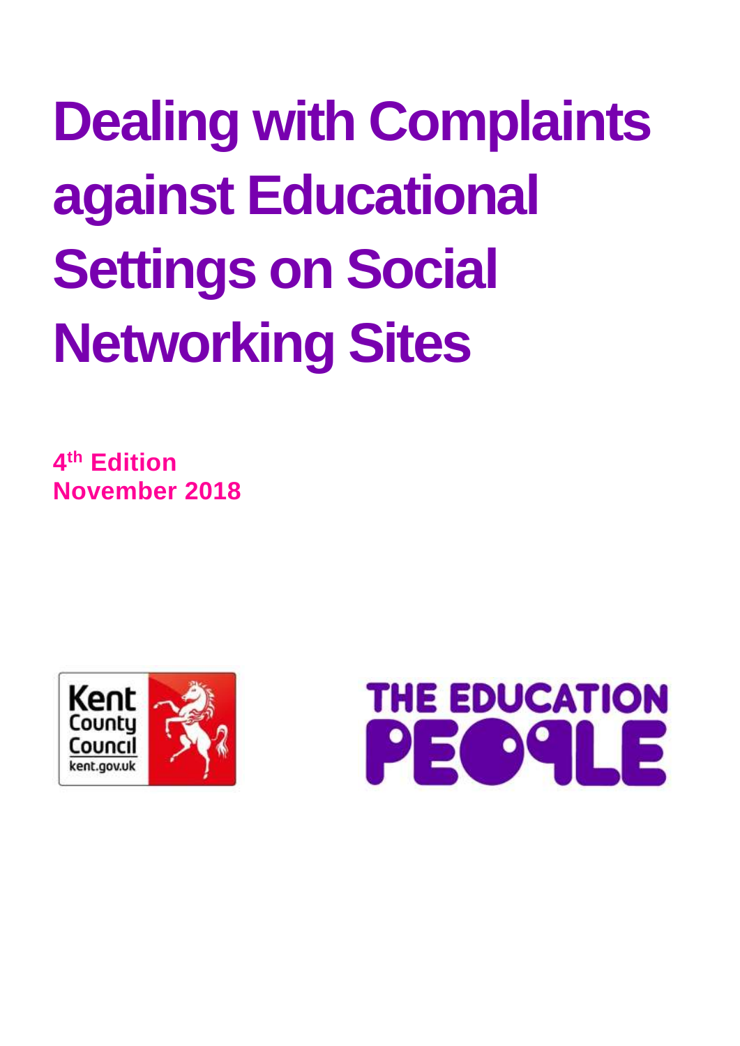# Dealing with Complaints against Educational Settings on Social Networking Sites

**4th Edition**
**November 2018**

Kent County Council
kent.gov.uk

THE EDUCATION PEOPLE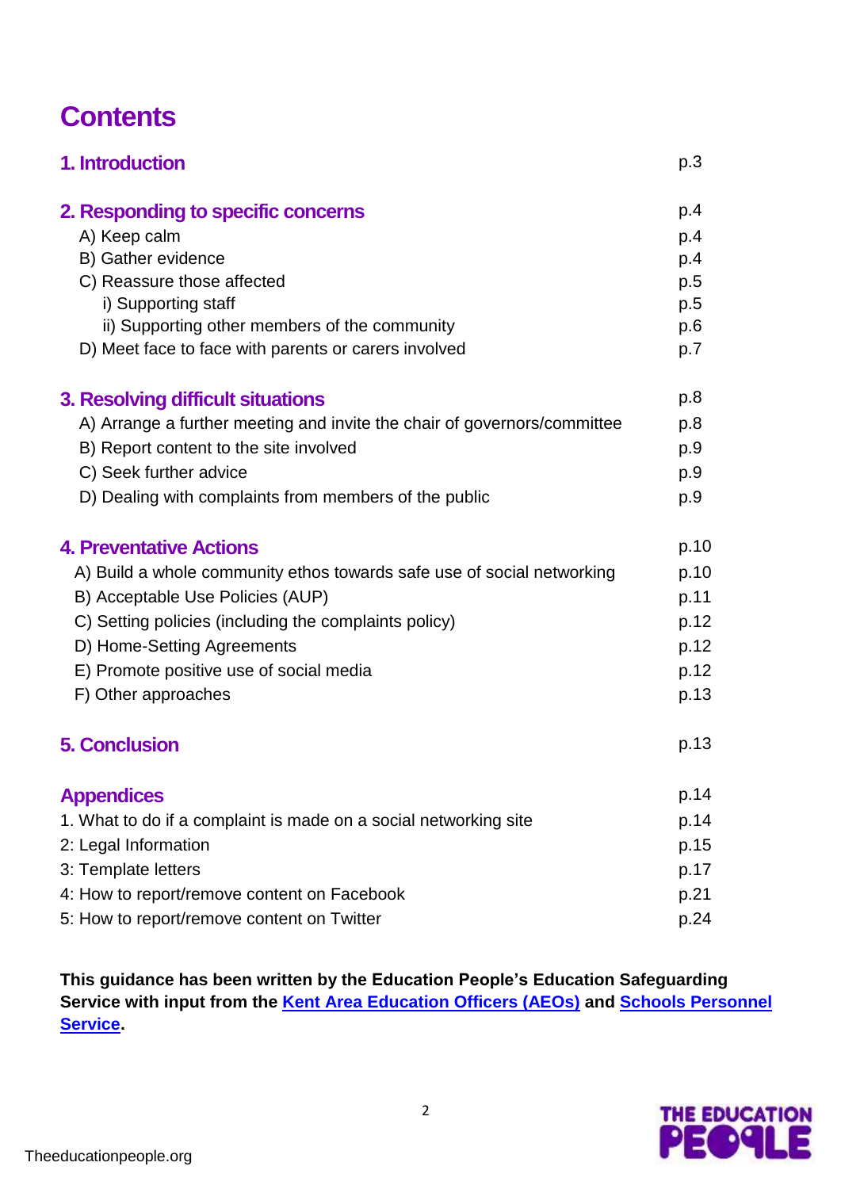# Contents

| | |
|---|---|
| **1. Introduction** | p.3 |
| **2. Responding to specific concerns** | p.4 |
| A) Keep calm | p.4 |
| B) Gather evidence | p.4 |
| C) Reassure those affected | p.5 |
| i) Supporting staff | p.5 |
| ii) Supporting other members of the community | p.6 |
| D) Meet face to face with parents or carers involved | p.7 |
| **3. Resolving difficult situations** | p.8 |
| A) Arrange a further meeting and invite the chair of governors/committee | p.8 |
| B) Report content to the site involved | p.9 |
| C) Seek further advice | p.9 |
| D) Dealing with complaints from members of the public | p.9 |
| **4. Preventative Actions** | p.10 |
| A) Build a whole community ethos towards safe use of social networking | p.10 |
| B) Acceptable Use Policies (AUP) | p.11 |
| C) Setting policies (including the complaints policy) | p.12 |
| D) Home-Setting Agreements | p.12 |
| E) Promote positive use of social media | p.12 |
| F) Other approaches | p.13 |
| **5. Conclusion** | p.13 |
| **Appendices** | p.14 |
| 1. What to do if a complaint is made on a social networking site | p.14 |
| 2: Legal Information | p.15 |
| 3: Template letters | p.17 |
| 4: How to report/remove content on Facebook | p.21 |
| 5: How to report/remove content on Twitter | p.24 |

**This guidance has been written by the Education People's Education Safeguarding Service with input from the Kent Area Education Officers (AEOs) and Schools Personnel Service.**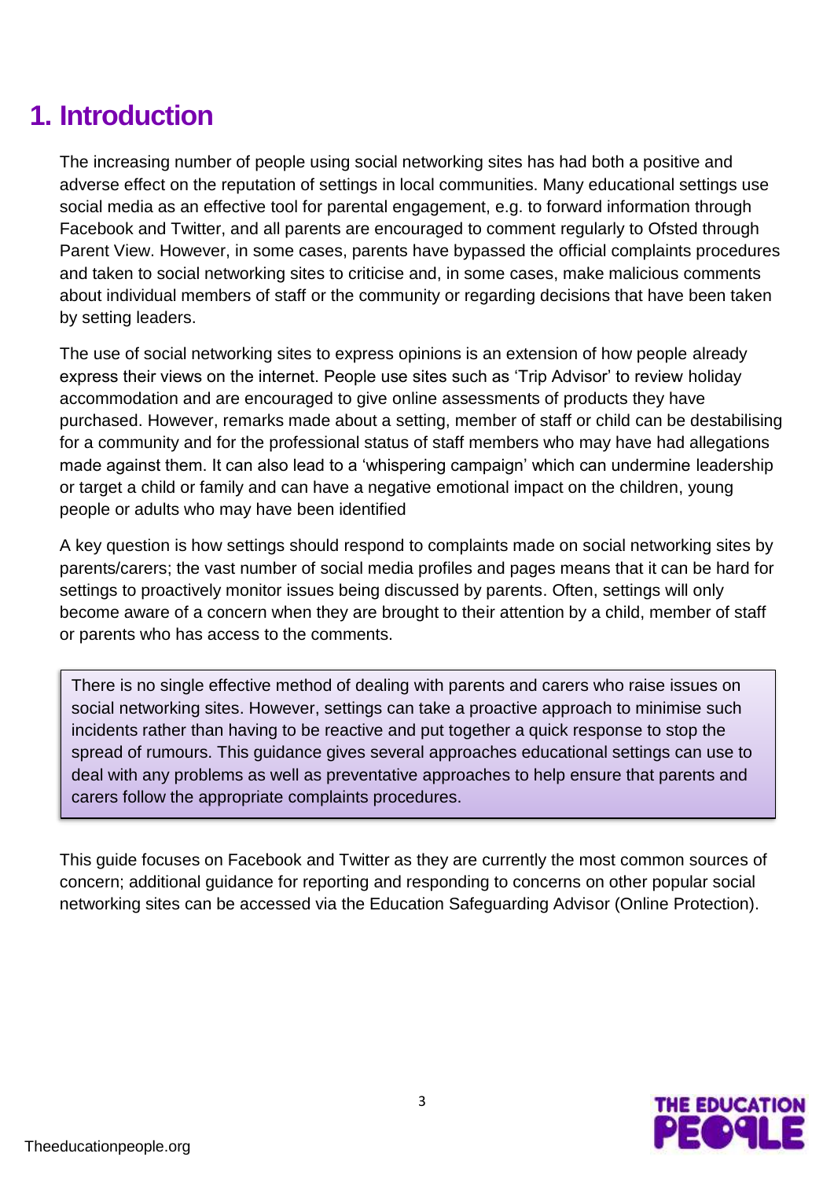# 1. Introduction

The increasing number of people using social networking sites has had both a positive and adverse effect on the reputation of settings in local communities. Many educational settings use social media as an effective tool for parental engagement, e.g. to forward information through Facebook and Twitter, and all parents are encouraged to comment regularly to Ofsted through Parent View. However, in some cases, parents have bypassed the official complaints procedures and taken to social networking sites to criticise and, in some cases, make malicious comments about individual members of staff or the community or regarding decisions that have been taken by setting leaders.

The use of social networking sites to express opinions is an extension of how people already express their views on the internet. People use sites such as 'Trip Advisor' to review holiday accommodation and are encouraged to give online assessments of products they have purchased. However, remarks made about a setting, member of staff or child can be destabilising for a community and for the professional status of staff members who may have had allegations made against them. It can also lead to a 'whispering campaign' which can undermine leadership or target a child or family and can have a negative emotional impact on the children, young people or adults who may have been identified

A key question is how settings should respond to complaints made on social networking sites by parents/carers; the vast number of social media profiles and pages means that it can be hard for settings to proactively monitor issues being discussed by parents. Often, settings will only become aware of a concern when they are brought to their attention by a child, member of staff or parents who has access to the comments.

> There is no single effective method of dealing with parents and carers who raise issues on social networking sites. However, settings can take a proactive approach to minimise such incidents rather than having to be reactive and put together a quick response to stop the spread of rumours. This guidance gives several approaches educational settings can use to deal with any problems as well as preventative approaches to help ensure that parents and carers follow the appropriate complaints procedures.

This guide focuses on Facebook and Twitter as they are currently the most common sources of concern; additional guidance for reporting and responding to concerns on other popular social networking sites can be accessed via the Education Safeguarding Advisor (Online Protection).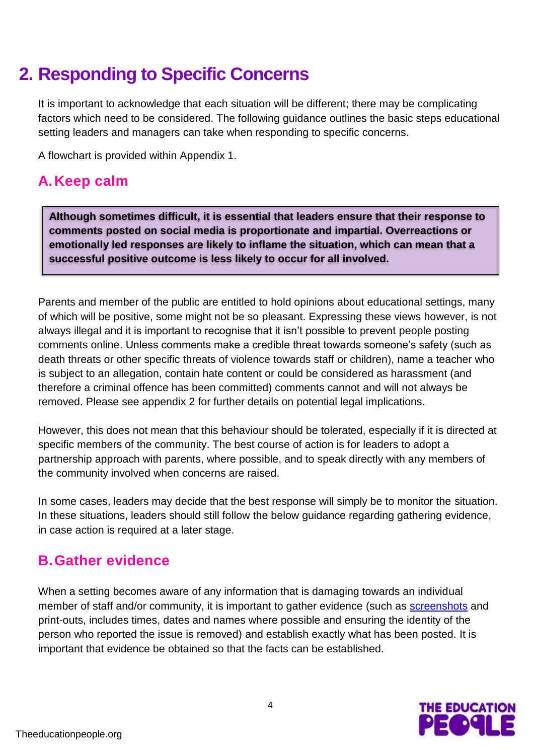## 2. Responding to Specific Concerns

It is important to acknowledge that each situation will be different; there may be complicating factors which need to be considered. The following guidance outlines the basic steps educational setting leaders and managers can take when responding to specific concerns.

A flowchart is provided within Appendix 1.

### A. Keep calm

> **Although sometimes difficult, it is essential that leaders ensure that their response to comments posted on social media is proportionate and impartial. Overreactions or emotionally led responses are likely to inflame the situation, which can mean that a successful positive outcome is less likely to occur for all involved.**

Parents and member of the public are entitled to hold opinions about educational settings, many of which will be positive, some might not be so pleasant. Expressing these views however, is not always illegal and it is important to recognise that it isn't possible to prevent people posting comments online. Unless comments make a credible threat towards someone's safety (such as death threats or other specific threats of violence towards staff or children), name a teacher who is subject to an allegation, contain hate content or could be considered as harassment (and therefore a criminal offence has been committed) comments cannot and will not always be removed. Please see appendix 2 for further details on potential legal implications.

However, this does not mean that this behaviour should be tolerated, especially if it is directed at specific members of the community. The best course of action is for leaders to adopt a partnership approach with parents, where possible, and to speak directly with any members of the community involved when concerns are raised.

In some cases, leaders may decide that the best response will simply be to monitor the situation. In these situations, leaders should still follow the below guidance regarding gathering evidence, in case action is required at a later stage.

### B. Gather evidence

When a setting becomes aware of any information that is damaging towards an individual member of staff and/or community, it is important to gather evidence (such as screenshots and print-outs, includes times, dates and names where possible and ensuring the identity of the person who reported the issue is removed) and establish exactly what has been posted. It is important that evidence be obtained so that the facts can be established.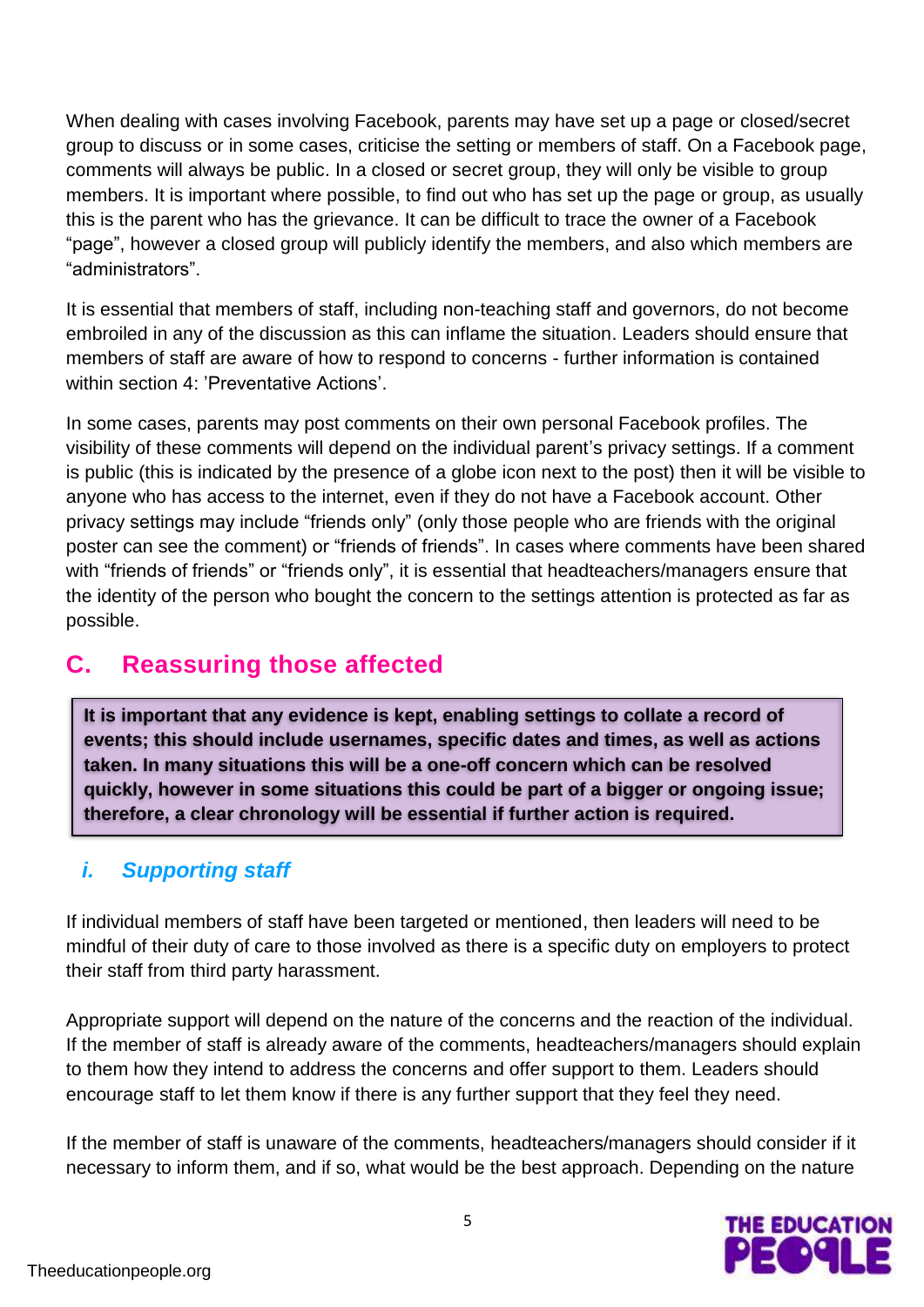When dealing with cases involving Facebook, parents may have set up a page or closed/secret group to discuss or in some cases, criticise the setting or members of staff. On a Facebook page, comments will always be public. In a closed or secret group, they will only be visible to group members. It is important where possible, to find out who has set up the page or group, as usually this is the parent who has the grievance. It can be difficult to trace the owner of a Facebook "page", however a closed group will publicly identify the members, and also which members are "administrators".

It is essential that members of staff, including non-teaching staff and governors, do not become embroiled in any of the discussion as this can inflame the situation. Leaders should ensure that members of staff are aware of how to respond to concerns - further information is contained within section 4: 'Preventative Actions'.

In some cases, parents may post comments on their own personal Facebook profiles. The visibility of these comments will depend on the individual parent's privacy settings. If a comment is public (this is indicated by the presence of a globe icon next to the post) then it will be visible to anyone who has access to the internet, even if they do not have a Facebook account. Other privacy settings may include "friends only" (only those people who are friends with the original poster can see the comment) or "friends of friends". In cases where comments have been shared with "friends of friends" or "friends only", it is essential that headteachers/managers ensure that the identity of the person who bought the concern to the settings attention is protected as far as possible.

## C. Reassuring those affected

**It is important that any evidence is kept, enabling settings to collate a record of events; this should include usernames, specific dates and times, as well as actions taken. In many situations this will be a one-off concern which can be resolved quickly, however in some situations this could be part of a bigger or ongoing issue; therefore, a clear chronology will be essential if further action is required.**

### *i. Supporting staff*

If individual members of staff have been targeted or mentioned, then leaders will need to be mindful of their duty of care to those involved as there is a specific duty on employers to protect their staff from third party harassment.

Appropriate support will depend on the nature of the concerns and the reaction of the individual. If the member of staff is already aware of the comments, headteachers/managers should explain to them how they intend to address the concerns and offer support to them. Leaders should encourage staff to let them know if there is any further support that they feel they need.

If the member of staff is unaware of the comments, headteachers/managers should consider if it necessary to inform them, and if so, what would be the best approach. Depending on the nature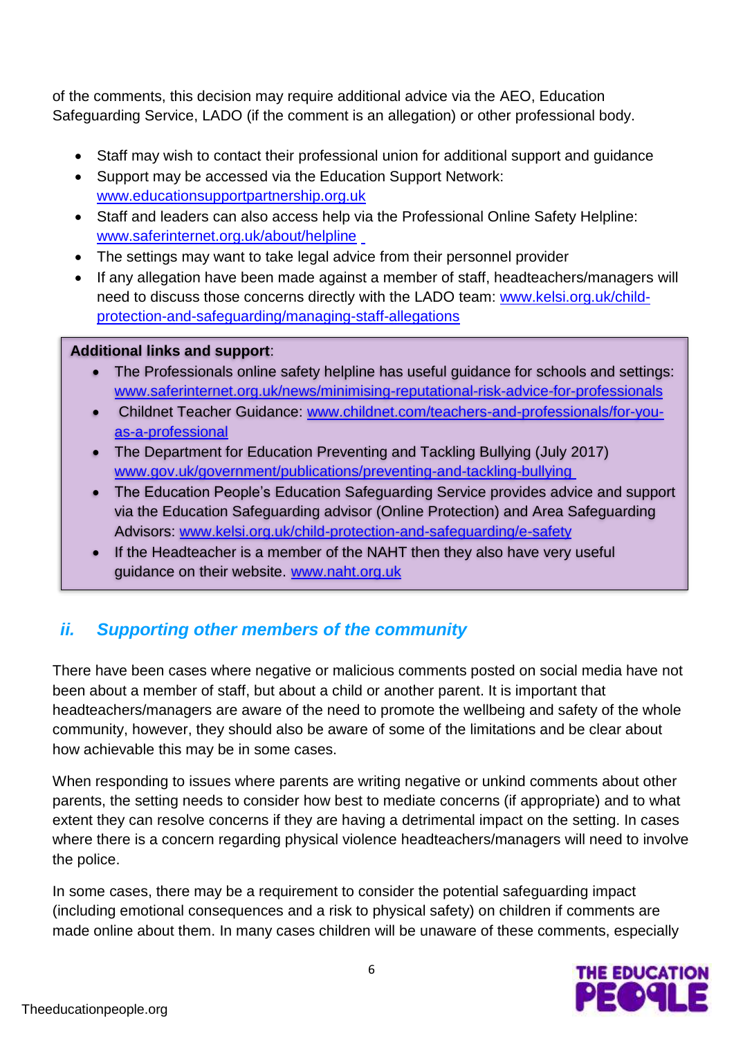of the comments, this decision may require additional advice via the AEO, Education Safeguarding Service, LADO (if the comment is an allegation) or other professional body.

- Staff may wish to contact their professional union for additional support and guidance
- Support may be accessed via the Education Support Network: www.educationsupportpartnership.org.uk
- Staff and leaders can also access help via the Professional Online Safety Helpline: www.saferinternet.org.uk/about/helpline
- The settings may want to take legal advice from their personnel provider
- If any allegation have been made against a member of staff, headteachers/managers will need to discuss those concerns directly with the LADO team: www.kelsi.org.uk/child-protection-and-safeguarding/managing-staff-allegations

**Additional links and support**:

- The Professionals online safety helpline has useful guidance for schools and settings: www.saferinternet.org.uk/news/minimising-reputational-risk-advice-for-professionals
- Childnet Teacher Guidance: www.childnet.com/teachers-and-professionals/for-you-as-a-professional
- The Department for Education Preventing and Tackling Bullying (July 2017) www.gov.uk/government/publications/preventing-and-tackling-bullying
- The Education People's Education Safeguarding Service provides advice and support via the Education Safeguarding advisor (Online Protection) and Area Safeguarding Advisors: www.kelsi.org.uk/child-protection-and-safeguarding/e-safety
- If the Headteacher is a member of the NAHT then they also have very useful guidance on their website. www.naht.org.uk

## *ii. Supporting other members of the community*

There have been cases where negative or malicious comments posted on social media have not been about a member of staff, but about a child or another parent. It is important that headteachers/managers are aware of the need to promote the wellbeing and safety of the whole community, however, they should also be aware of some of the limitations and be clear about how achievable this may be in some cases.

When responding to issues where parents are writing negative or unkind comments about other parents, the setting needs to consider how best to mediate concerns (if appropriate) and to what extent they can resolve concerns if they are having a detrimental impact on the setting. In cases where there is a concern regarding physical violence headteachers/managers will need to involve the police.

In some cases, there may be a requirement to consider the potential safeguarding impact (including emotional consequences and a risk to physical safety) on children if comments are made online about them. In many cases children will be unaware of these comments, especially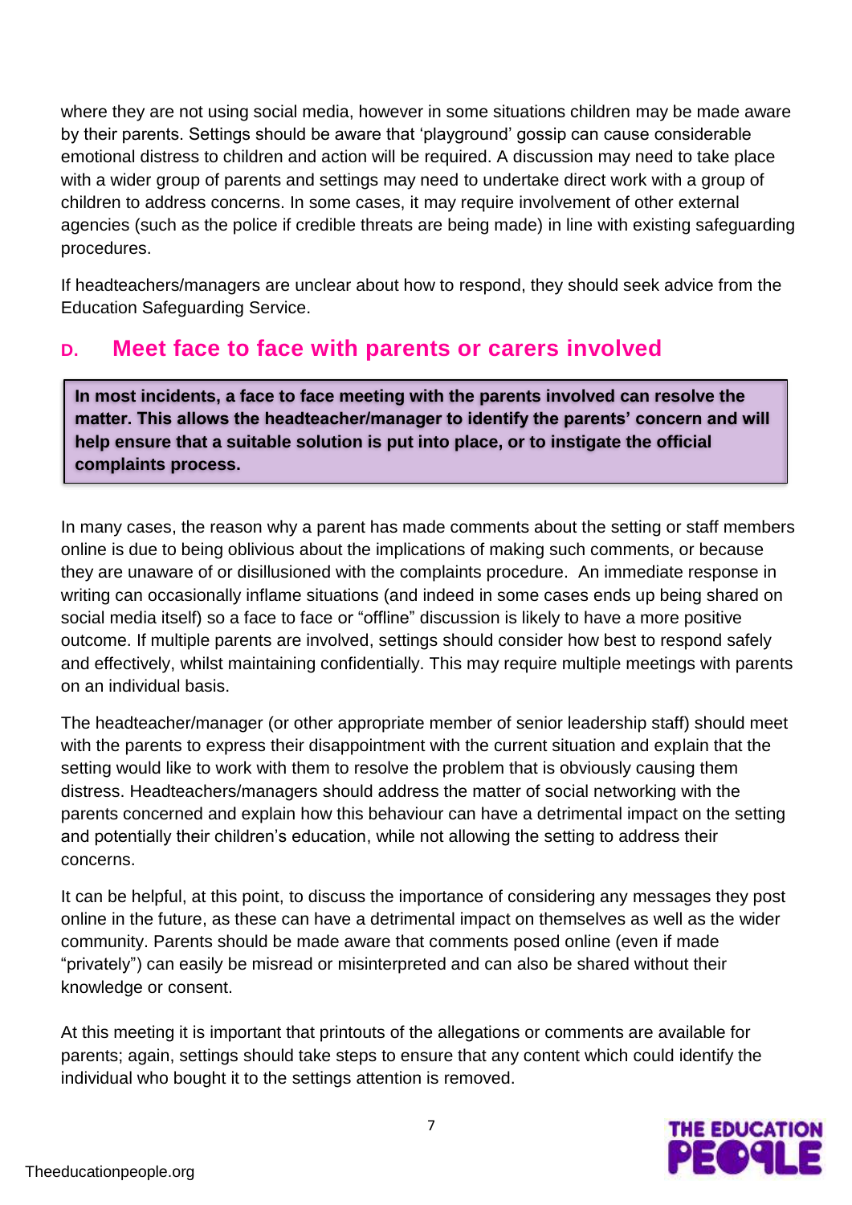where they are not using social media, however in some situations children may be made aware by their parents. Settings should be aware that 'playground' gossip can cause considerable emotional distress to children and action will be required. A discussion may need to take place with a wider group of parents and settings may need to undertake direct work with a group of children to address concerns. In some cases, it may require involvement of other external agencies (such as the police if credible threats are being made) in line with existing safeguarding procedures.

If headteachers/managers are unclear about how to respond, they should seek advice from the Education Safeguarding Service.

## D. Meet face to face with parents or carers involved

**In most incidents, a face to face meeting with the parents involved can resolve the matter. This allows the headteacher/manager to identify the parents' concern and will help ensure that a suitable solution is put into place, or to instigate the official complaints process.**

In many cases, the reason why a parent has made comments about the setting or staff members online is due to being oblivious about the implications of making such comments, or because they are unaware of or disillusioned with the complaints procedure. An immediate response in writing can occasionally inflame situations (and indeed in some cases ends up being shared on social media itself) so a face to face or "offline" discussion is likely to have a more positive outcome. If multiple parents are involved, settings should consider how best to respond safely and effectively, whilst maintaining confidentially. This may require multiple meetings with parents on an individual basis.

The headteacher/manager (or other appropriate member of senior leadership staff) should meet with the parents to express their disappointment with the current situation and explain that the setting would like to work with them to resolve the problem that is obviously causing them distress. Headteachers/managers should address the matter of social networking with the parents concerned and explain how this behaviour can have a detrimental impact on the setting and potentially their children's education, while not allowing the setting to address their concerns.

It can be helpful, at this point, to discuss the importance of considering any messages they post online in the future, as these can have a detrimental impact on themselves as well as the wider community. Parents should be made aware that comments posed online (even if made "privately") can easily be misread or misinterpreted and can also be shared without their knowledge or consent.

At this meeting it is important that printouts of the allegations or comments are available for parents; again, settings should take steps to ensure that any content which could identify the individual who bought it to the settings attention is removed.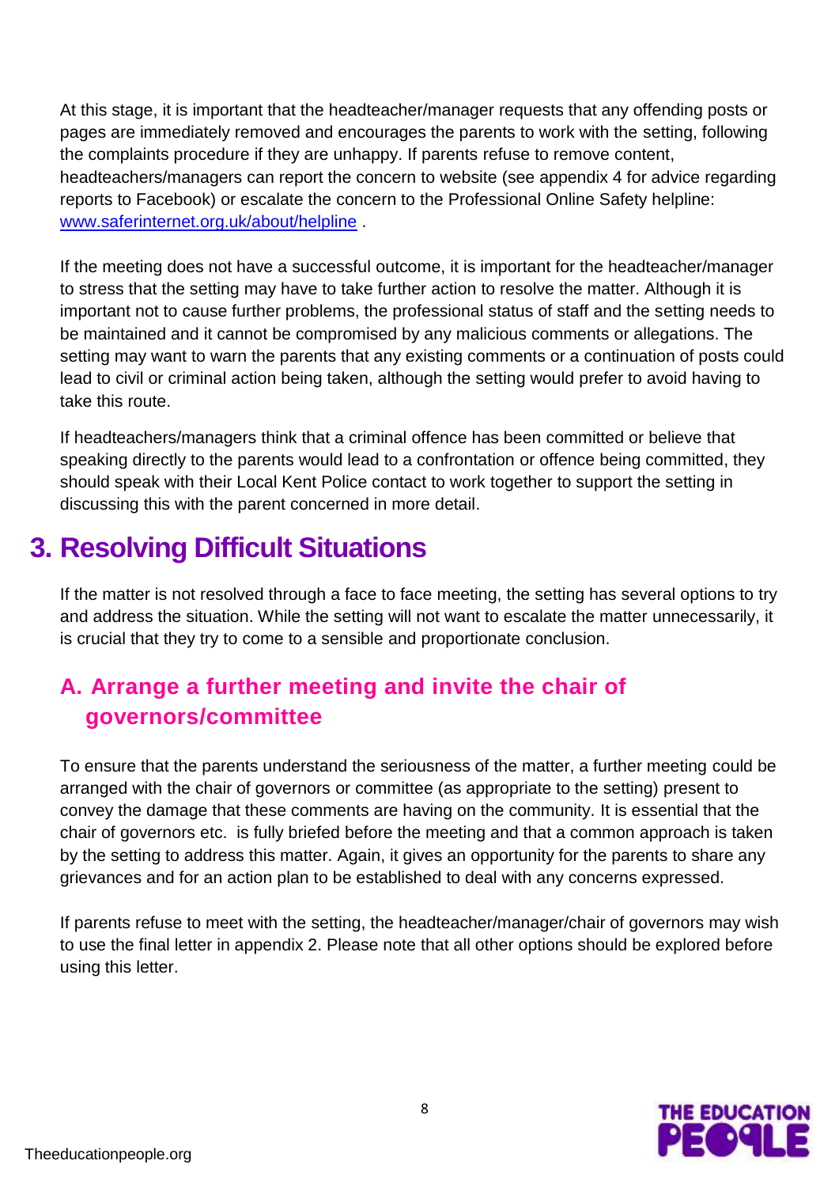At this stage, it is important that the headteacher/manager requests that any offending posts or pages are immediately removed and encourages the parents to work with the setting, following the complaints procedure if they are unhappy. If parents refuse to remove content, headteachers/managers can report the concern to website (see appendix 4 for advice regarding reports to Facebook) or escalate the concern to the Professional Online Safety helpline: [www.saferinternet.org.uk/about/helpline](www.saferinternet.org.uk/about/helpline) .

If the meeting does not have a successful outcome, it is important for the headteacher/manager to stress that the setting may have to take further action to resolve the matter. Although it is important not to cause further problems, the professional status of staff and the setting needs to be maintained and it cannot be compromised by any malicious comments or allegations. The setting may want to warn the parents that any existing comments or a continuation of posts could lead to civil or criminal action being taken, although the setting would prefer to avoid having to take this route.

If headteachers/managers think that a criminal offence has been committed or believe that speaking directly to the parents would lead to a confrontation or offence being committed, they should speak with their Local Kent Police contact to work together to support the setting in discussing this with the parent concerned in more detail.

# 3. Resolving Difficult Situations

If the matter is not resolved through a face to face meeting, the setting has several options to try and address the situation. While the setting will not want to escalate the matter unnecessarily, it is crucial that they try to come to a sensible and proportionate conclusion.

## A. Arrange a further meeting and invite the chair of governors/committee

To ensure that the parents understand the seriousness of the matter, a further meeting could be arranged with the chair of governors or committee (as appropriate to the setting) present to convey the damage that these comments are having on the community. It is essential that the chair of governors etc. is fully briefed before the meeting and that a common approach is taken by the setting to address this matter. Again, it gives an opportunity for the parents to share any grievances and for an action plan to be established to deal with any concerns expressed.

If parents refuse to meet with the setting, the headteacher/manager/chair of governors may wish to use the final letter in appendix 2. Please note that all other options should be explored before using this letter.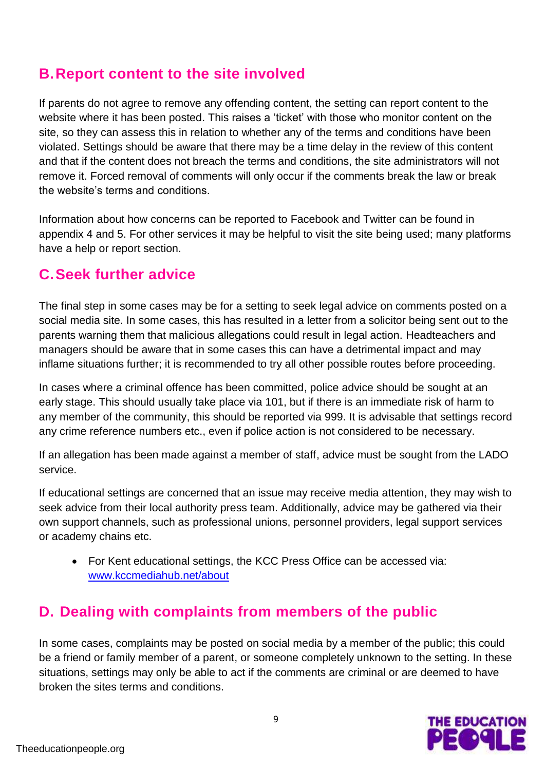## B. Report content to the site involved

If parents do not agree to remove any offending content, the setting can report content to the website where it has been posted. This raises a 'ticket' with those who monitor content on the site, so they can assess this in relation to whether any of the terms and conditions have been violated. Settings should be aware that there may be a time delay in the review of this content and that if the content does not breach the terms and conditions, the site administrators will not remove it. Forced removal of comments will only occur if the comments break the law or break the website's terms and conditions.

Information about how concerns can be reported to Facebook and Twitter can be found in appendix 4 and 5. For other services it may be helpful to visit the site being used; many platforms have a help or report section.

## C. Seek further advice

The final step in some cases may be for a setting to seek legal advice on comments posted on a social media site. In some cases, this has resulted in a letter from a solicitor being sent out to the parents warning them that malicious allegations could result in legal action. Headteachers and managers should be aware that in some cases this can have a detrimental impact and may inflame situations further; it is recommended to try all other possible routes before proceeding.

In cases where a criminal offence has been committed, police advice should be sought at an early stage. This should usually take place via 101, but if there is an immediate risk of harm to any member of the community, this should be reported via 999. It is advisable that settings record any crime reference numbers etc., even if police action is not considered to be necessary.

If an allegation has been made against a member of staff, advice must be sought from the LADO service.

If educational settings are concerned that an issue may receive media attention, they may wish to seek advice from their local authority press team. Additionally, advice may be gathered via their own support channels, such as professional unions, personnel providers, legal support services or academy chains etc.

- For Kent educational settings, the KCC Press Office can be accessed via: [www.kccmediahub.net/about](http://www.kccmediahub.net/about)

## D. Dealing with complaints from members of the public

In some cases, complaints may be posted on social media by a member of the public; this could be a friend or family member of a parent, or someone completely unknown to the setting. In these situations, settings may only be able to act if the comments are criminal or are deemed to have broken the sites terms and conditions.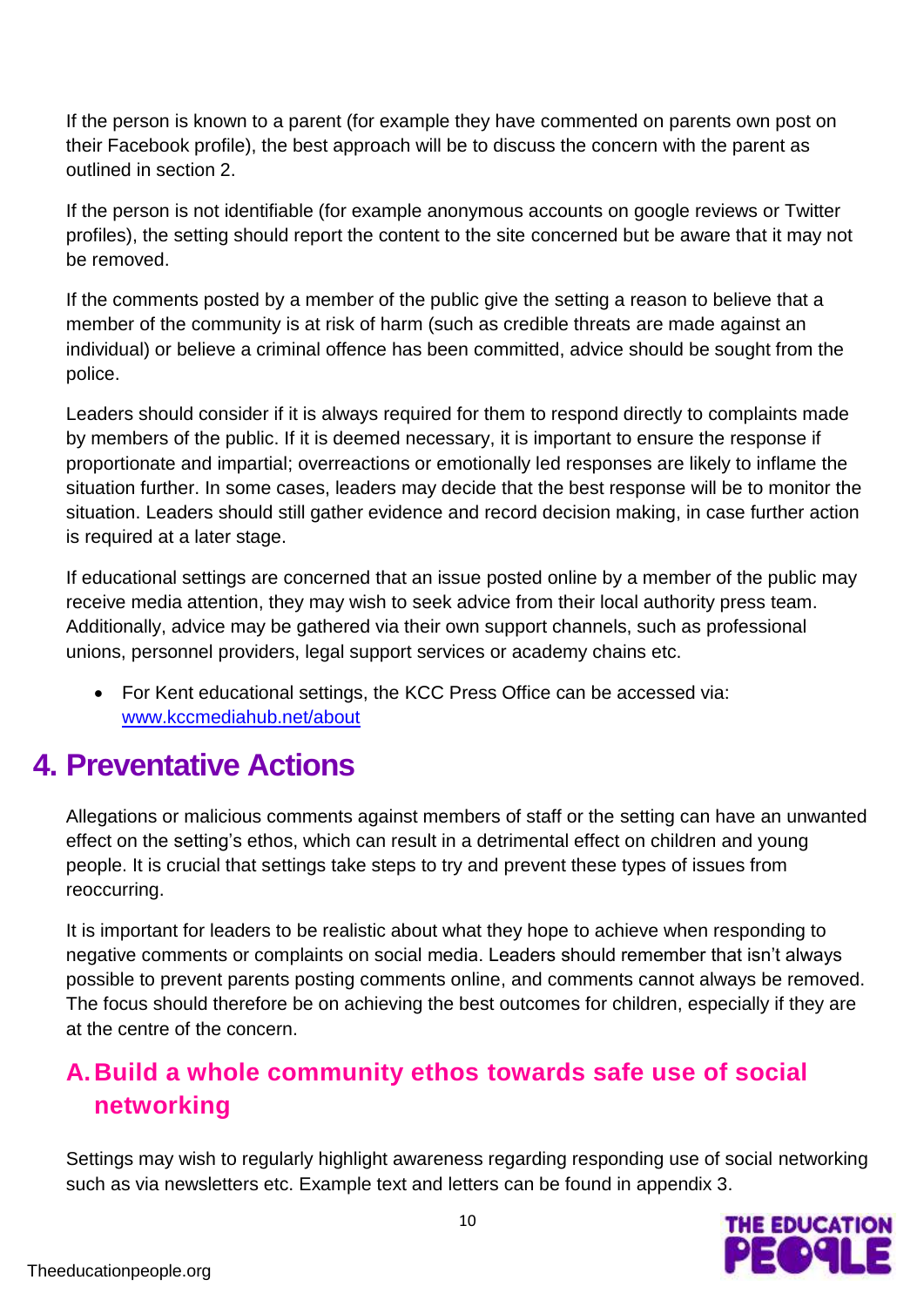If the person is known to a parent (for example they have commented on parents own post on their Facebook profile), the best approach will be to discuss the concern with the parent as outlined in section 2.

If the person is not identifiable (for example anonymous accounts on google reviews or Twitter profiles), the setting should report the content to the site concerned but be aware that it may not be removed.

If the comments posted by a member of the public give the setting a reason to believe that a member of the community is at risk of harm (such as credible threats are made against an individual) or believe a criminal offence has been committed, advice should be sought from the police.

Leaders should consider if it is always required for them to respond directly to complaints made by members of the public. If it is deemed necessary, it is important to ensure the response if proportionate and impartial; overreactions or emotionally led responses are likely to inflame the situation further. In some cases, leaders may decide that the best response will be to monitor the situation. Leaders should still gather evidence and record decision making, in case further action is required at a later stage.

If educational settings are concerned that an issue posted online by a member of the public may receive media attention, they may wish to seek advice from their local authority press team. Additionally, advice may be gathered via their own support channels, such as professional unions, personnel providers, legal support services or academy chains etc.

- For Kent educational settings, the KCC Press Office can be accessed via: [www.kccmediahub.net/about](http://www.kccmediahub.net/about)

# 4. Preventative Actions

Allegations or malicious comments against members of staff or the setting can have an unwanted effect on the setting's ethos, which can result in a detrimental effect on children and young people. It is crucial that settings take steps to try and prevent these types of issues from reoccurring.

It is important for leaders to be realistic about what they hope to achieve when responding to negative comments or complaints on social media. Leaders should remember that isn't always possible to prevent parents posting comments online, and comments cannot always be removed. The focus should therefore be on achieving the best outcomes for children, especially if they are at the centre of the concern.

## A. Build a whole community ethos towards safe use of social networking

Settings may wish to regularly highlight awareness regarding responding use of social networking such as via newsletters etc. Example text and letters can be found in appendix 3.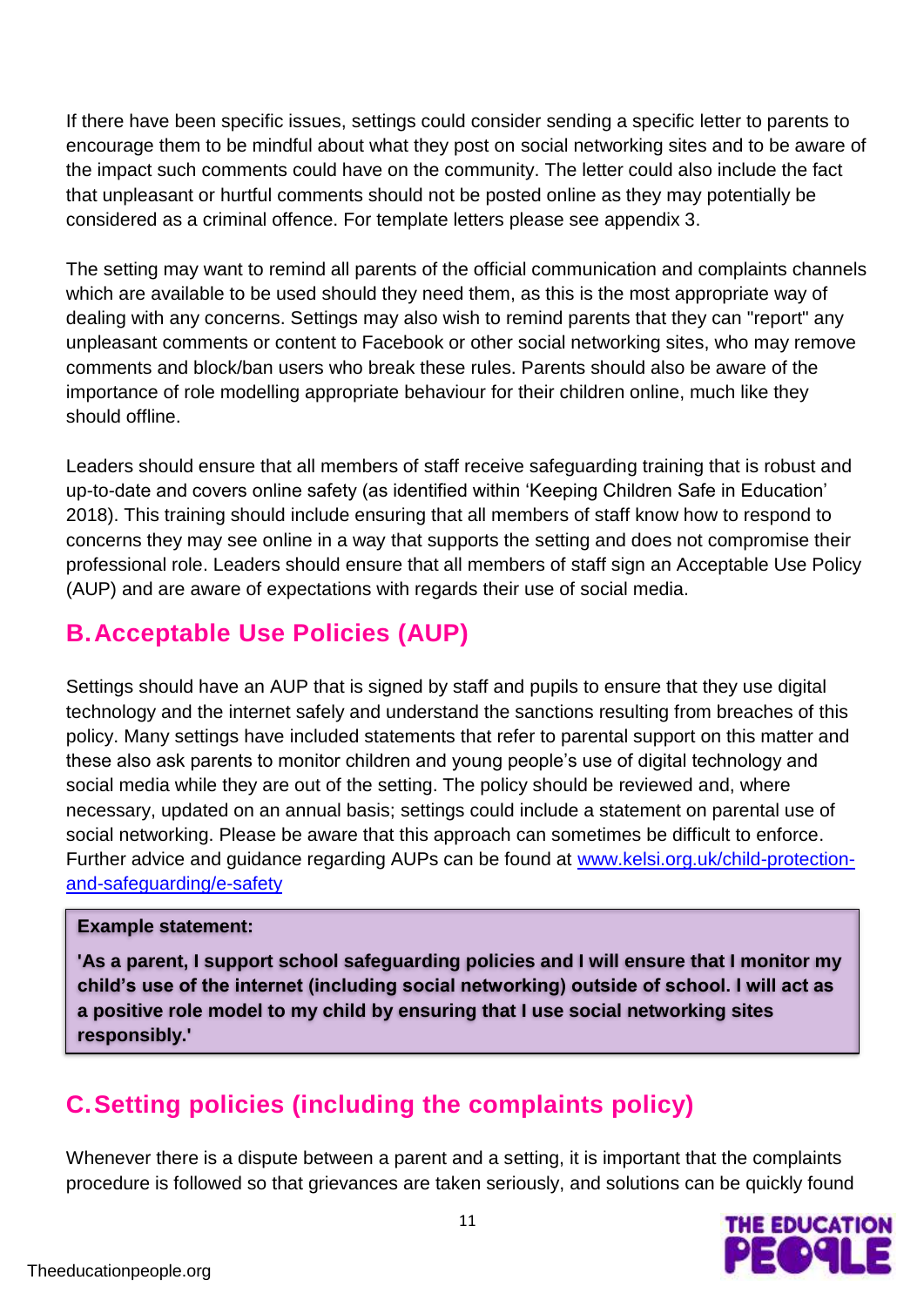If there have been specific issues, settings could consider sending a specific letter to parents to encourage them to be mindful about what they post on social networking sites and to be aware of the impact such comments could have on the community. The letter could also include the fact that unpleasant or hurtful comments should not be posted online as they may potentially be considered as a criminal offence. For template letters please see appendix 3.

The setting may want to remind all parents of the official communication and complaints channels which are available to be used should they need them, as this is the most appropriate way of dealing with any concerns. Settings may also wish to remind parents that they can "report" any unpleasant comments or content to Facebook or other social networking sites, who may remove comments and block/ban users who break these rules. Parents should also be aware of the importance of role modelling appropriate behaviour for their children online, much like they should offline.

Leaders should ensure that all members of staff receive safeguarding training that is robust and up-to-date and covers online safety (as identified within 'Keeping Children Safe in Education' 2018). This training should include ensuring that all members of staff know how to respond to concerns they may see online in a way that supports the setting and does not compromise their professional role. Leaders should ensure that all members of staff sign an Acceptable Use Policy (AUP) and are aware of expectations with regards their use of social media.

## B. Acceptable Use Policies (AUP)

Settings should have an AUP that is signed by staff and pupils to ensure that they use digital technology and the internet safely and understand the sanctions resulting from breaches of this policy. Many settings have included statements that refer to parental support on this matter and these also ask parents to monitor children and young people's use of digital technology and social media while they are out of the setting. The policy should be reviewed and, where necessary, updated on an annual basis; settings could include a statement on parental use of social networking. Please be aware that this approach can sometimes be difficult to enforce. Further advice and guidance regarding AUPs can be found at [www.kelsi.org.uk/child-protection-and-safeguarding/e-safety](www.kelsi.org.uk/child-protection-and-safeguarding/e-safety)

> **Example statement:**
>
> **'As a parent, I support school safeguarding policies and I will ensure that I monitor my child's use of the internet (including social networking) outside of school. I will act as a positive role model to my child by ensuring that I use social networking sites responsibly.'**

## C. Setting policies (including the complaints policy)

Whenever there is a dispute between a parent and a setting, it is important that the complaints procedure is followed so that grievances are taken seriously, and solutions can be quickly found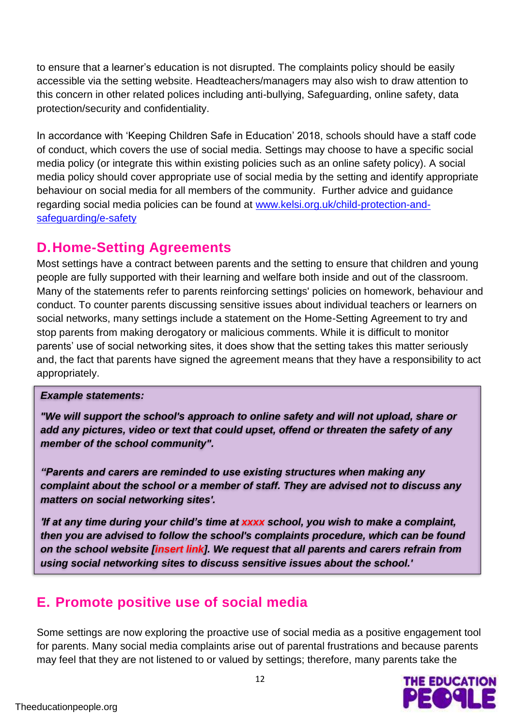to ensure that a learner's education is not disrupted. The complaints policy should be easily accessible via the setting website. Headteachers/managers may also wish to draw attention to this concern in other related polices including anti-bullying, Safeguarding, online safety, data protection/security and confidentiality.

In accordance with 'Keeping Children Safe in Education' 2018, schools should have a staff code of conduct, which covers the use of social media. Settings may choose to have a specific social media policy (or integrate this within existing policies such as an online safety policy). A social media policy should cover appropriate use of social media by the setting and identify appropriate behaviour on social media for all members of the community. Further advice and guidance regarding social media policies can be found at [www.kelsi.org.uk/child-protection-and-safeguarding/e-safety](www.kelsi.org.uk/child-protection-and-safeguarding/e-safety)

## D. Home-Setting Agreements

Most settings have a contract between parents and the setting to ensure that children and young people are fully supported with their learning and welfare both inside and out of the classroom. Many of the statements refer to parents reinforcing settings' policies on homework, behaviour and conduct. To counter parents discussing sensitive issues about individual teachers or learners on social networks, many settings include a statement on the Home-Setting Agreement to try and stop parents from making derogatory or malicious comments. While it is difficult to monitor parents' use of social networking sites, it does show that the setting takes this matter seriously and, the fact that parents have signed the agreement means that they have a responsibility to act appropriately.

> ***Example statements:***
>
> ***"We will support the school's approach to online safety and will not upload, share or add any pictures, video or text that could upset, offend or threaten the safety of any member of the school community".***
>
> ***"Parents and carers are reminded to use existing structures when making any complaint about the school or a member of staff. They are advised not to discuss any matters on social networking sites'.***
>
> ***'If at any time during your child's time at xxxx school, you wish to make a complaint, then you are advised to follow the school's complaints procedure, which can be found on the school website [insert link]. We request that all parents and carers refrain from using social networking sites to discuss sensitive issues about the school.'***

## E. Promote positive use of social media

Some settings are now exploring the proactive use of social media as a positive engagement tool for parents. Many social media complaints arise out of parental frustrations and because parents may feel that they are not listened to or valued by settings; therefore, many parents take the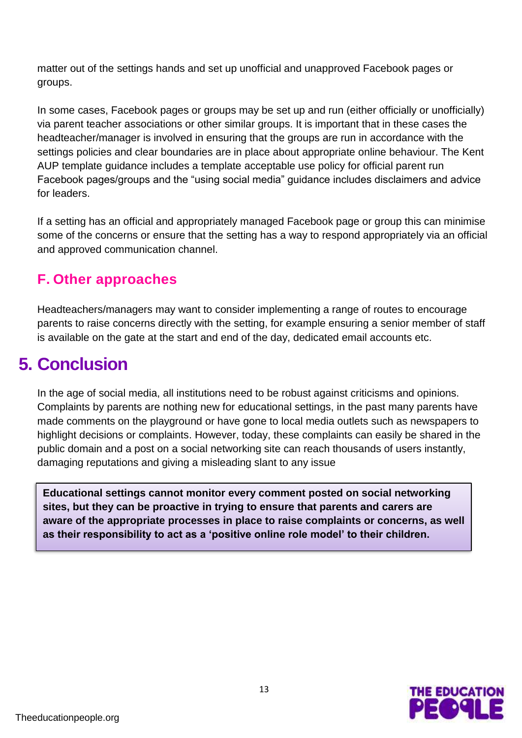matter out of the settings hands and set up unofficial and unapproved Facebook pages or groups.

In some cases, Facebook pages or groups may be set up and run (either officially or unofficially) via parent teacher associations or other similar groups. It is important that in these cases the headteacher/manager is involved in ensuring that the groups are run in accordance with the settings policies and clear boundaries are in place about appropriate online behaviour. The Kent AUP template guidance includes a template acceptable use policy for official parent run Facebook pages/groups and the "using social media" guidance includes disclaimers and advice for leaders.

If a setting has an official and appropriately managed Facebook page or group this can minimise some of the concerns or ensure that the setting has a way to respond appropriately via an official and approved communication channel.

### F. Other approaches

Headteachers/managers may want to consider implementing a range of routes to encourage parents to raise concerns directly with the setting, for example ensuring a senior member of staff is available on the gate at the start and end of the day, dedicated email accounts etc.

## 5. Conclusion

In the age of social media, all institutions need to be robust against criticisms and opinions. Complaints by parents are nothing new for educational settings, in the past many parents have made comments on the playground or have gone to local media outlets such as newspapers to highlight decisions or complaints. However, today, these complaints can easily be shared in the public domain and a post on a social networking site can reach thousands of users instantly, damaging reputations and giving a misleading slant to any issue

**Educational settings cannot monitor every comment posted on social networking sites, but they can be proactive in trying to ensure that parents and carers are aware of the appropriate processes in place to raise complaints or concerns, as well as their responsibility to act as a 'positive online role model' to their children.**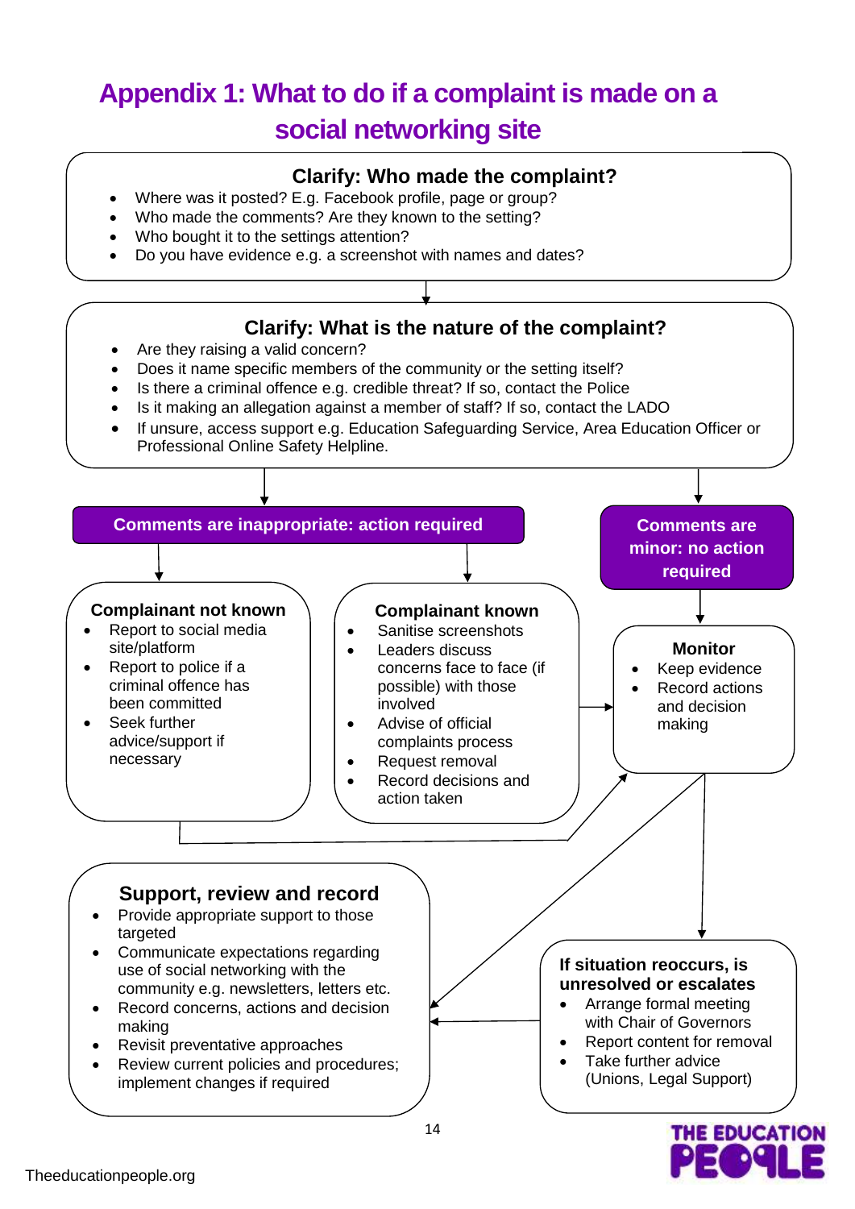# Appendix 1: What to do if a complaint is made on a social networking site

### Clarify: Who made the complaint?

- Where was it posted? E.g. Facebook profile, page or group?
- Who made the comments? Are they known to the setting?
- Who bought it to the settings attention?
- Do you have evidence e.g. a screenshot with names and dates?

### Clarify: What is the nature of the complaint?

- Are they raising a valid concern?
- Does it name specific members of the community or the setting itself?
- Is there a criminal offence e.g. credible threat? If so, contact the Police
- Is it making an allegation against a member of staff? If so, contact the LADO
- If unsure, access support e.g. Education Safeguarding Service, Area Education Officer or Professional Online Safety Helpline.

**Comments are inappropriate: action required**

**Comments are minor: no action required**

### Complainant not known

- Report to social media site/platform
- Report to police if a criminal offence has been committed
- Seek further advice/support if necessary

### Complainant known

- Sanitise screenshots
- Leaders discuss concerns face to face (if possible) with those involved
- Advise of official complaints process
- Request removal
- Record decisions and action taken

### Monitor

- Keep evidence
- Record actions and decision making

### Support, review and record

- Provide appropriate support to those targeted
- Communicate expectations regarding use of social networking with the community e.g. newsletters, letters etc.
- Record concerns, actions and decision making
- Revisit preventative approaches
- Review current policies and procedures; implement changes if required

### If situation reoccurs, is unresolved or escalates

- Arrange formal meeting with Chair of Governors
- Report content for removal
- Take further advice (Unions, Legal Support)

Theeducationpeople.org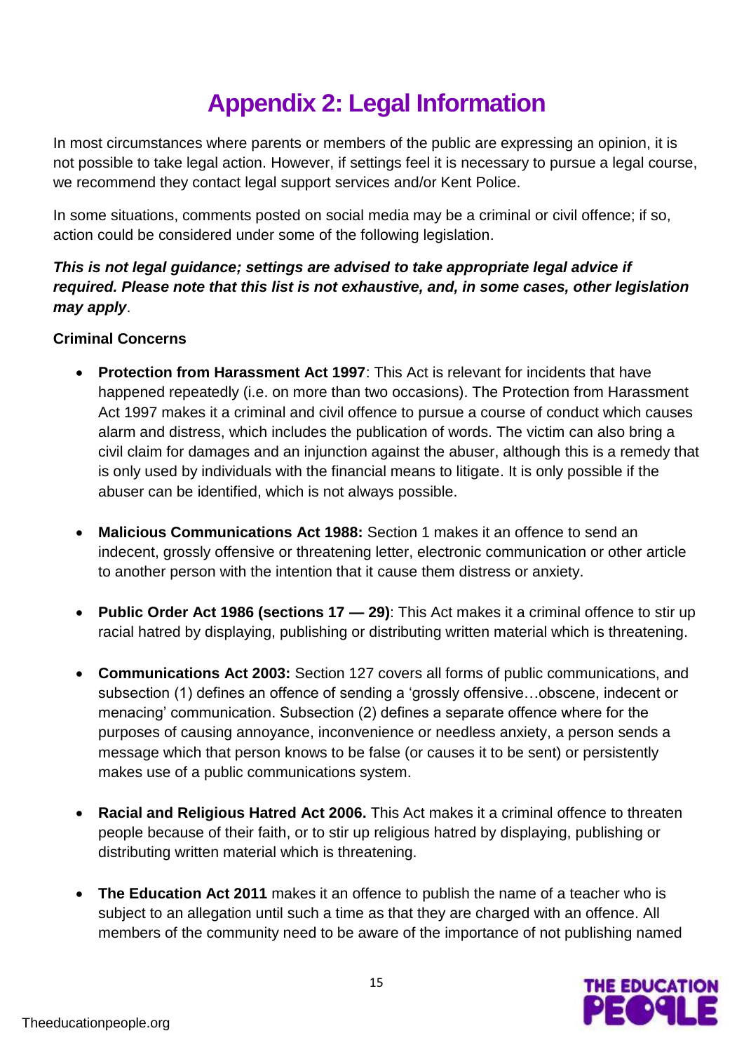# Appendix 2: Legal Information

In most circumstances where parents or members of the public are expressing an opinion, it is not possible to take legal action. However, if settings feel it is necessary to pursue a legal course, we recommend they contact legal support services and/or Kent Police.

In some situations, comments posted on social media may be a criminal or civil offence; if so, action could be considered under some of the following legislation.

***This is not legal guidance; settings are advised to take appropriate legal advice if required. Please note that this list is not exhaustive, and, in some cases, other legislation may apply***.

**Criminal Concerns**

- **Protection from Harassment Act 1997**: This Act is relevant for incidents that have happened repeatedly (i.e. on more than two occasions). The Protection from Harassment Act 1997 makes it a criminal and civil offence to pursue a course of conduct which causes alarm and distress, which includes the publication of words. The victim can also bring a civil claim for damages and an injunction against the abuser, although this is a remedy that is only used by individuals with the financial means to litigate. It is only possible if the abuser can be identified, which is not always possible.

- **Malicious Communications Act 1988:** Section 1 makes it an offence to send an indecent, grossly offensive or threatening letter, electronic communication or other article to another person with the intention that it cause them distress or anxiety.

- **Public Order Act 1986 (sections 17 — 29)**: This Act makes it a criminal offence to stir up racial hatred by displaying, publishing or distributing written material which is threatening.

- **Communications Act 2003:** Section 127 covers all forms of public communications, and subsection (1) defines an offence of sending a 'grossly offensive…obscene, indecent or menacing' communication. Subsection (2) defines a separate offence where for the purposes of causing annoyance, inconvenience or needless anxiety, a person sends a message which that person knows to be false (or causes it to be sent) or persistently makes use of a public communications system.

- **Racial and Religious Hatred Act 2006.** This Act makes it a criminal offence to threaten people because of their faith, or to stir up religious hatred by displaying, publishing or distributing written material which is threatening.

- **The Education Act 2011** makes it an offence to publish the name of a teacher who is subject to an allegation until such a time as that they are charged with an offence. All members of the community need to be aware of the importance of not publishing named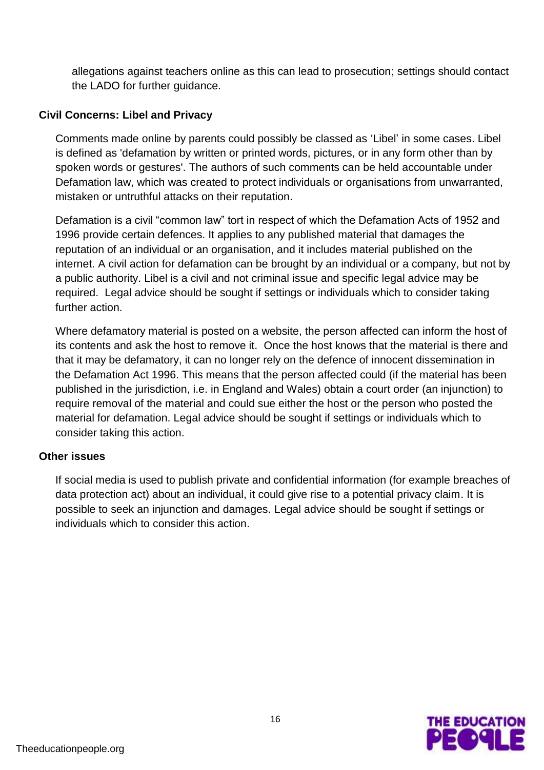allegations against teachers online as this can lead to prosecution; settings should contact the LADO for further guidance.

**Civil Concerns: Libel and Privacy**

Comments made online by parents could possibly be classed as 'Libel' in some cases. Libel is defined as 'defamation by written or printed words, pictures, or in any form other than by spoken words or gestures'. The authors of such comments can be held accountable under Defamation law, which was created to protect individuals or organisations from unwarranted, mistaken or untruthful attacks on their reputation.

Defamation is a civil "common law" tort in respect of which the Defamation Acts of 1952 and 1996 provide certain defences. It applies to any published material that damages the reputation of an individual or an organisation, and it includes material published on the internet. A civil action for defamation can be brought by an individual or a company, but not by a public authority. Libel is a civil and not criminal issue and specific legal advice may be required. Legal advice should be sought if settings or individuals which to consider taking further action.

Where defamatory material is posted on a website, the person affected can inform the host of its contents and ask the host to remove it. Once the host knows that the material is there and that it may be defamatory, it can no longer rely on the defence of innocent dissemination in the Defamation Act 1996. This means that the person affected could (if the material has been published in the jurisdiction, i.e. in England and Wales) obtain a court order (an injunction) to require removal of the material and could sue either the host or the person who posted the material for defamation. Legal advice should be sought if settings or individuals which to consider taking this action.

**Other issues**

If social media is used to publish private and confidential information (for example breaches of data protection act) about an individual, it could give rise to a potential privacy claim. It is possible to seek an injunction and damages. Legal advice should be sought if settings or individuals which to consider this action.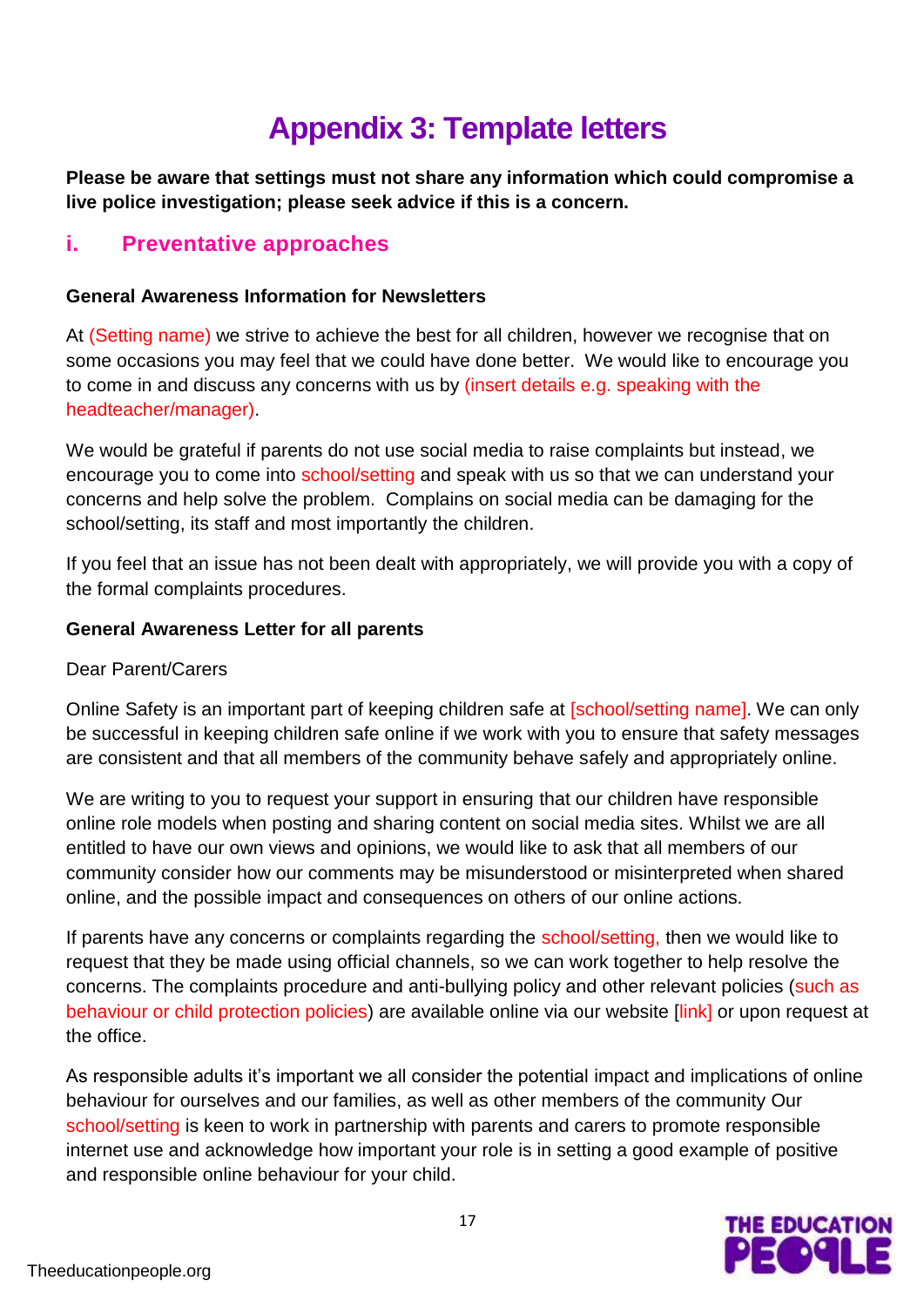# Appendix 3: Template letters

**Please be aware that settings must not share any information which could compromise a live police investigation; please seek advice if this is a concern.**

## i. Preventative approaches

**General Awareness Information for Newsletters**

At (Setting name) we strive to achieve the best for all children, however we recognise that on some occasions you may feel that we could have done better. We would like to encourage you to come in and discuss any concerns with us by (insert details e.g. speaking with the headteacher/manager).

We would be grateful if parents do not use social media to raise complaints but instead, we encourage you to come into school/setting and speak with us so that we can understand your concerns and help solve the problem. Complains on social media can be damaging for the school/setting, its staff and most importantly the children.

If you feel that an issue has not been dealt with appropriately, we will provide you with a copy of the formal complaints procedures.

**General Awareness Letter for all parents**

Dear Parent/Carers

Online Safety is an important part of keeping children safe at [school/setting name]. We can only be successful in keeping children safe online if we work with you to ensure that safety messages are consistent and that all members of the community behave safely and appropriately online.

We are writing to you to request your support in ensuring that our children have responsible online role models when posting and sharing content on social media sites. Whilst we are all entitled to have our own views and opinions, we would like to ask that all members of our community consider how our comments may be misunderstood or misinterpreted when shared online, and the possible impact and consequences on others of our online actions.

If parents have any concerns or complaints regarding the school/setting, then we would like to request that they be made using official channels, so we can work together to help resolve the concerns. The complaints procedure and anti-bullying policy and other relevant policies (such as behaviour or child protection policies) are available online via our website [link] or upon request at the office.

As responsible adults it's important we all consider the potential impact and implications of online behaviour for ourselves and our families, as well as other members of the community Our school/setting is keen to work in partnership with parents and carers to promote responsible internet use and acknowledge how important your role is in setting a good example of positive and responsible online behaviour for your child.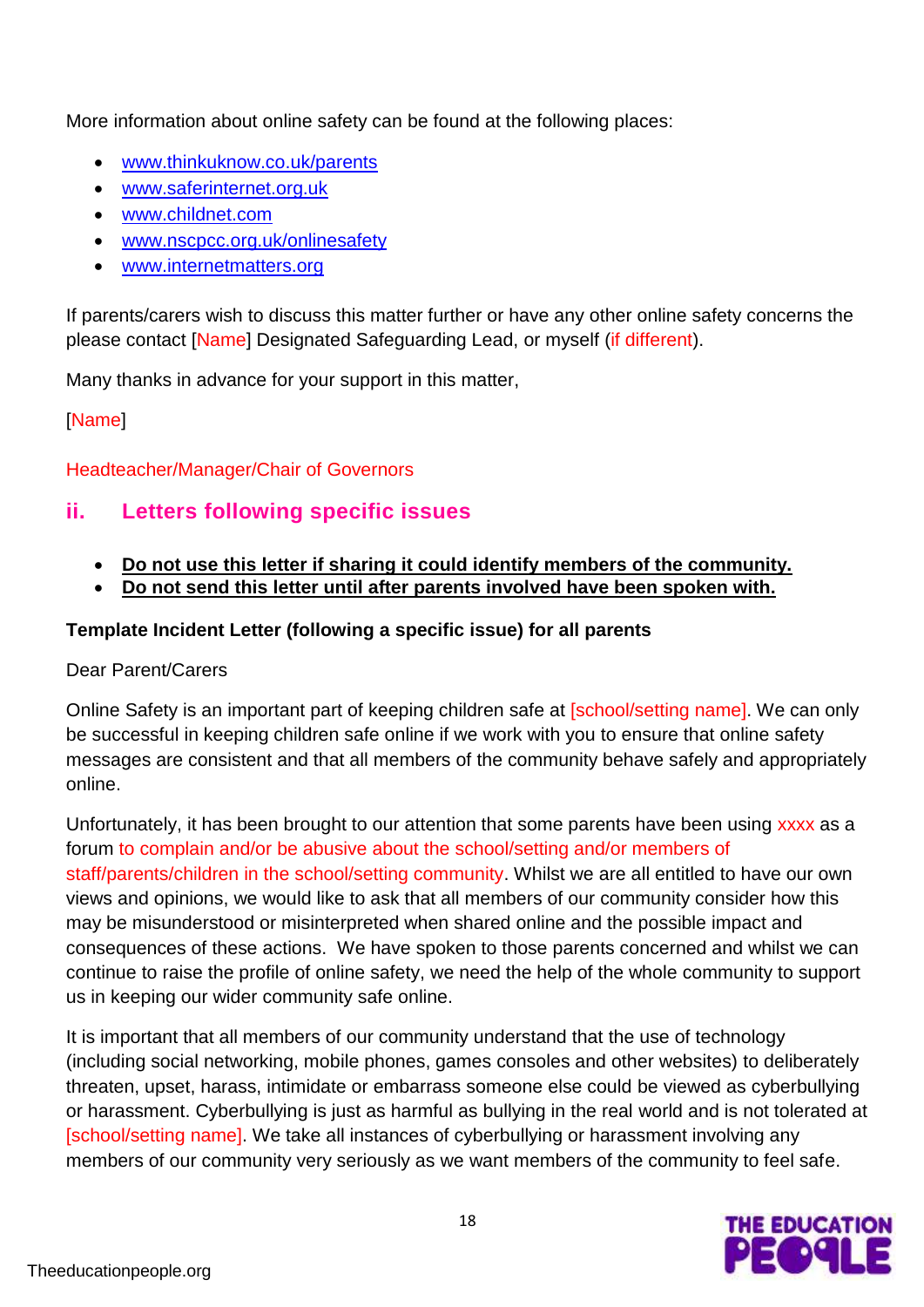More information about online safety can be found at the following places:

- www.thinkuknow.co.uk/parents
- www.saferinternet.org.uk
- www.childnet.com
- www.nspcc.org.uk/onlinesafety
- www.internetmatters.org

If parents/carers wish to discuss this matter further or have any other online safety concerns the please contact [Name] Designated Safeguarding Lead, or myself (if different).

Many thanks in advance for your support in this matter,

[Name]

Headteacher/Manager/Chair of Governors

## ii. Letters following specific issues

- **Do not use this letter if sharing it could identify members of the community.**
- **Do not send this letter until after parents involved have been spoken with.**

**Template Incident Letter (following a specific issue) for all parents**

Dear Parent/Carers

Online Safety is an important part of keeping children safe at [school/setting name]. We can only be successful in keeping children safe online if we work with you to ensure that online safety messages are consistent and that all members of the community behave safely and appropriately online.

Unfortunately, it has been brought to our attention that some parents have been using xxxx as a forum to complain and/or be abusive about the school/setting and/or members of staff/parents/children in the school/setting community. Whilst we are all entitled to have our own views and opinions, we would like to ask that all members of our community consider how this may be misunderstood or misinterpreted when shared online and the possible impact and consequences of these actions. We have spoken to those parents concerned and whilst we can continue to raise the profile of online safety, we need the help of the whole community to support us in keeping our wider community safe online.

It is important that all members of our community understand that the use of technology (including social networking, mobile phones, games consoles and other websites) to deliberately threaten, upset, harass, intimidate or embarrass someone else could be viewed as cyberbullying or harassment. Cyberbullying is just as harmful as bullying in the real world and is not tolerated at [school/setting name]. We take all instances of cyberbullying or harassment involving any members of our community very seriously as we want members of the community to feel safe.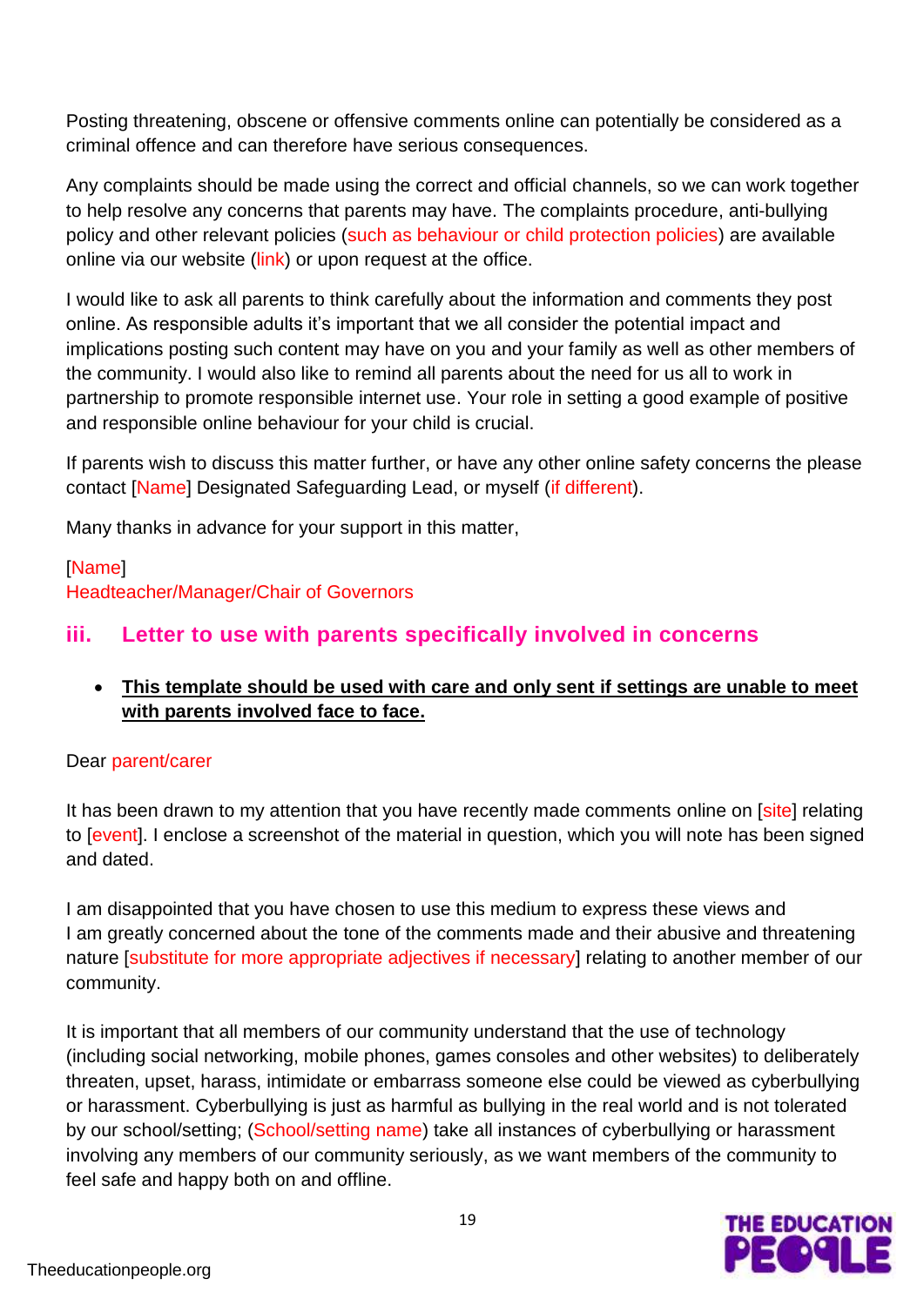Posting threatening, obscene or offensive comments online can potentially be considered as a criminal offence and can therefore have serious consequences.

Any complaints should be made using the correct and official channels, so we can work together to help resolve any concerns that parents may have. The complaints procedure, anti-bullying policy and other relevant policies (such as behaviour or child protection policies) are available online via our website (link) or upon request at the office.

I would like to ask all parents to think carefully about the information and comments they post online. As responsible adults it's important that we all consider the potential impact and implications posting such content may have on you and your family as well as other members of the community. I would also like to remind all parents about the need for us all to work in partnership to promote responsible internet use. Your role in setting a good example of positive and responsible online behaviour for your child is crucial.

If parents wish to discuss this matter further, or have any other online safety concerns the please contact [Name] Designated Safeguarding Lead, or myself (if different).

Many thanks in advance for your support in this matter,

[Name]
Headteacher/Manager/Chair of Governors

## iii. Letter to use with parents specifically involved in concerns

- **This template should be used with care and only sent if settings are unable to meet with parents involved face to face.**

Dear parent/carer

It has been drawn to my attention that you have recently made comments online on [site] relating to [event]. I enclose a screenshot of the material in question, which you will note has been signed and dated.

I am disappointed that you have chosen to use this medium to express these views and I am greatly concerned about the tone of the comments made and their abusive and threatening nature [substitute for more appropriate adjectives if necessary] relating to another member of our community.

It is important that all members of our community understand that the use of technology (including social networking, mobile phones, games consoles and other websites) to deliberately threaten, upset, harass, intimidate or embarrass someone else could be viewed as cyberbullying or harassment. Cyberbullying is just as harmful as bullying in the real world and is not tolerated by our school/setting; (School/setting name) take all instances of cyberbullying or harassment involving any members of our community seriously, as we want members of the community to feel safe and happy both on and offline.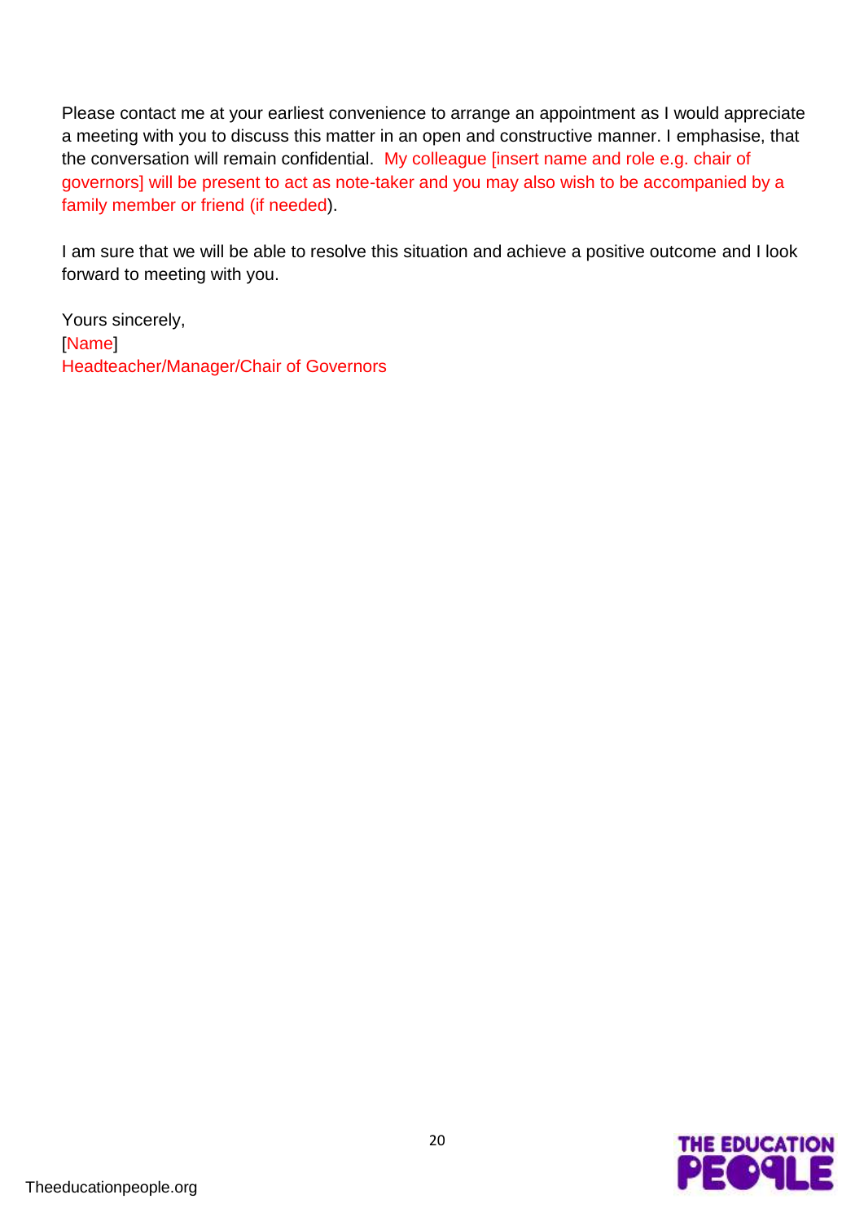Please contact me at your earliest convenience to arrange an appointment as I would appreciate a meeting with you to discuss this matter in an open and constructive manner. I emphasise, that the conversation will remain confidential. My colleague [insert name and role e.g. chair of governors] will be present to act as note-taker and you may also wish to be accompanied by a family member or friend (if needed).

I am sure that we will be able to resolve this situation and achieve a positive outcome and I look forward to meeting with you.

Yours sincerely,
[Name]
Headteacher/Manager/Chair of Governors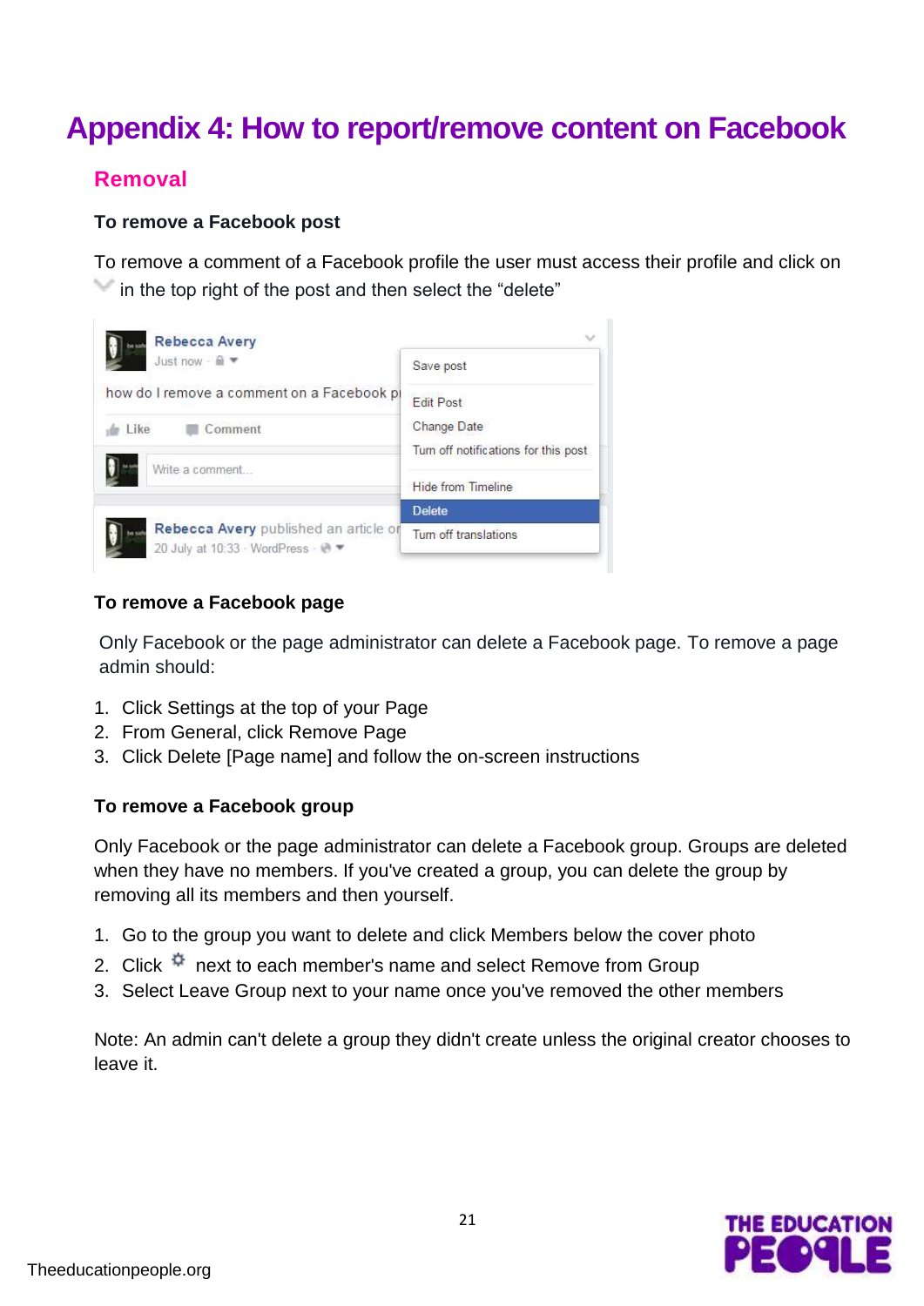# Appendix 4: How to report/remove content on Facebook

## Removal

### To remove a Facebook post

To remove a comment of a Facebook profile the user must access their profile and click on in the top right of the post and then select the "delete"

### To remove a Facebook page

Only Facebook or the page administrator can delete a Facebook page. To remove a page admin should:

1. Click Settings at the top of your Page
2. From General, click Remove Page
3. Click Delete [Page name] and follow the on-screen instructions

### To remove a Facebook group

Only Facebook or the page administrator can delete a Facebook group. Groups are deleted when they have no members. If you've created a group, you can delete the group by removing all its members and then yourself.

1. Go to the group you want to delete and click Members below the cover photo
2. Click next to each member's name and select Remove from Group
3. Select Leave Group next to your name once you've removed the other members

Note: An admin can't delete a group they didn't create unless the original creator chooses to leave it.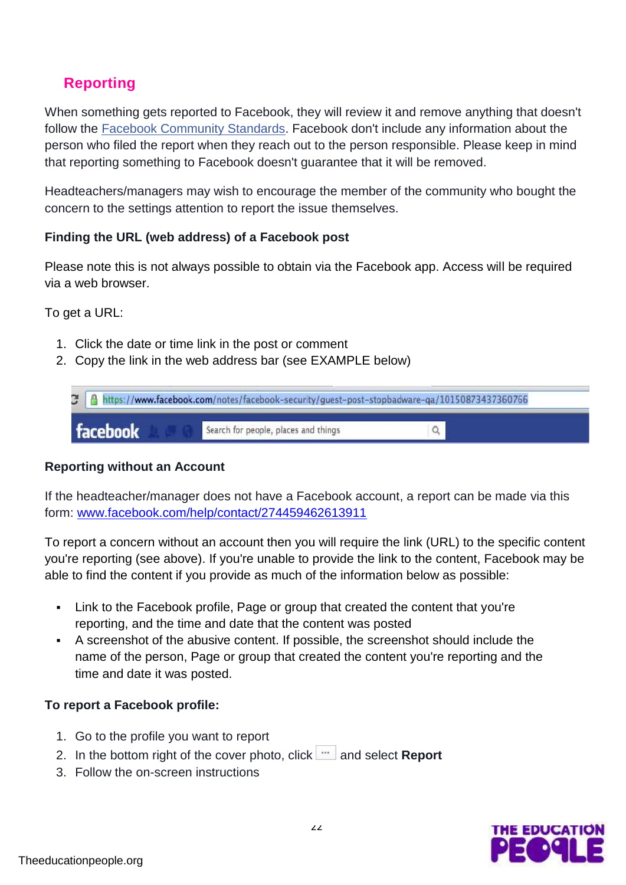## Reporting

When something gets reported to Facebook, they will review it and remove anything that doesn't follow the Facebook Community Standards. Facebook don't include any information about the person who filed the report when they reach out to the person responsible. Please keep in mind that reporting something to Facebook doesn't guarantee that it will be removed.

Headteachers/managers may wish to encourage the member of the community who bought the concern to the settings attention to report the issue themselves.

**Finding the URL (web address) of a Facebook post**

Please note this is not always possible to obtain via the Facebook app. Access will be required via a web browser.

To get a URL:

1. Click the date or time link in the post or comment
2. Copy the link in the web address bar (see EXAMPLE below)

https://www.facebook.com/notes/facebook-security/guest-post-stopbadware-qa/10150873437360766

facebook — Search for people, places and things

**Reporting without an Account**

If the headteacher/manager does not have a Facebook account, a report can be made via this form: www.facebook.com/help/contact/274459462613911

To report a concern without an account then you will require the link (URL) to the specific content you're reporting (see above). If you're unable to provide the link to the content, Facebook may be able to find the content if you provide as much of the information below as possible:

- Link to the Facebook profile, Page or group that created the content that you're reporting, and the time and date that the content was posted
- A screenshot of the abusive content. If possible, the screenshot should include the name of the person, Page or group that created the content you're reporting and the time and date it was posted.

**To report a Facebook profile:**

1. Go to the profile you want to report
2. In the bottom right of the cover photo, click ··· and select **Report**
3. Follow the on-screen instructions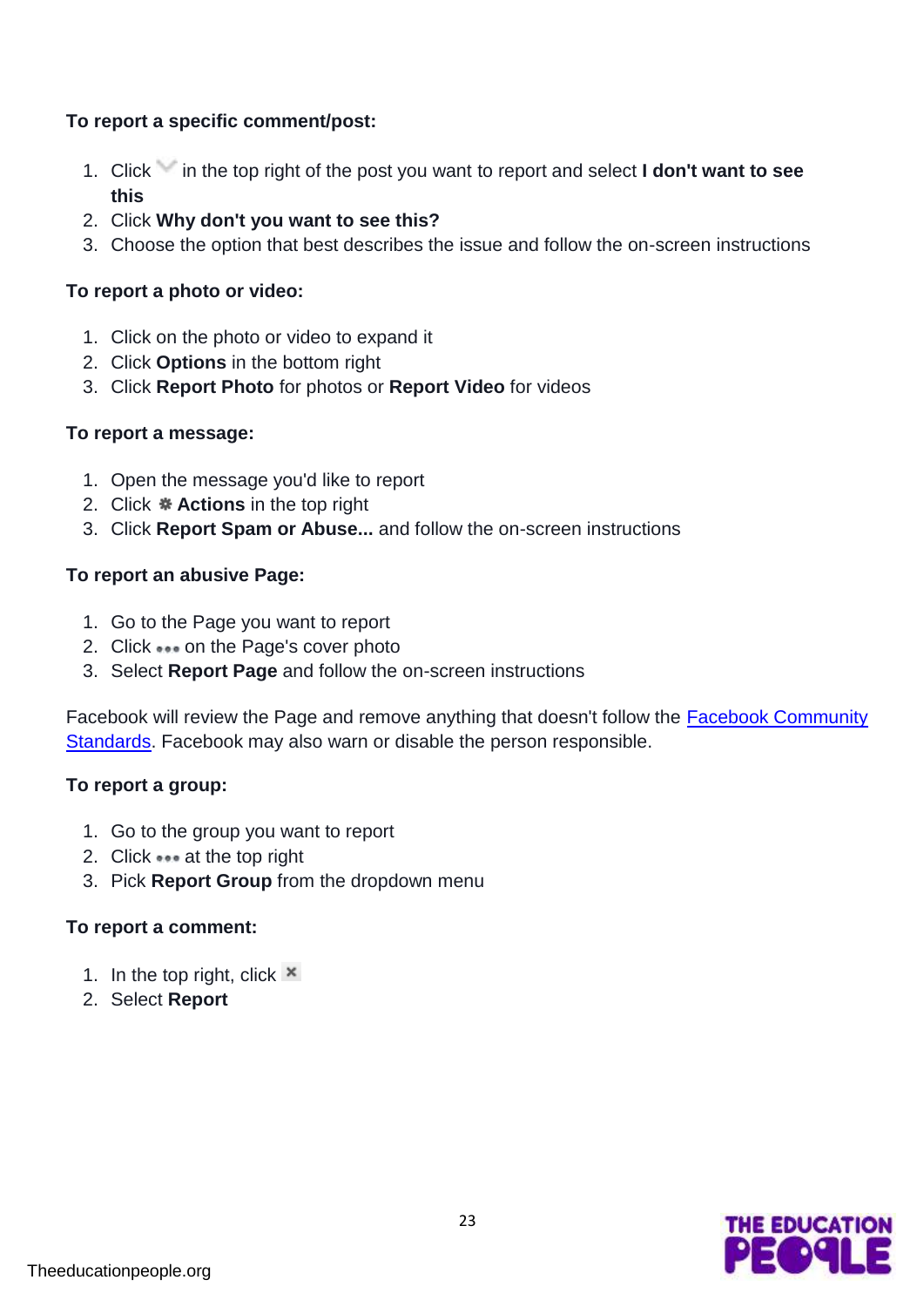**To report a specific comment/post:**

1. Click in the top right of the post you want to report and select **I don't want to see this**
2. Click **Why don't you want to see this?**
3. Choose the option that best describes the issue and follow the on-screen instructions

**To report a photo or video:**

1. Click on the photo or video to expand it
2. Click **Options** in the bottom right
3. Click **Report Photo** for photos or **Report Video** for videos

**To report a message:**

1. Open the message you'd like to report
2. Click **Actions** in the top right
3. Click **Report Spam or Abuse...** and follow the on-screen instructions

**To report an abusive Page:**

1. Go to the Page you want to report
2. Click ••• on the Page's cover photo
3. Select **Report Page** and follow the on-screen instructions

Facebook will review the Page and remove anything that doesn't follow the Facebook Community Standards. Facebook may also warn or disable the person responsible.

**To report a group:**

1. Go to the group you want to report
2. Click ••• at the top right
3. Pick **Report Group** from the dropdown menu

**To report a comment:**

1. In the top right, click ×
2. Select **Report**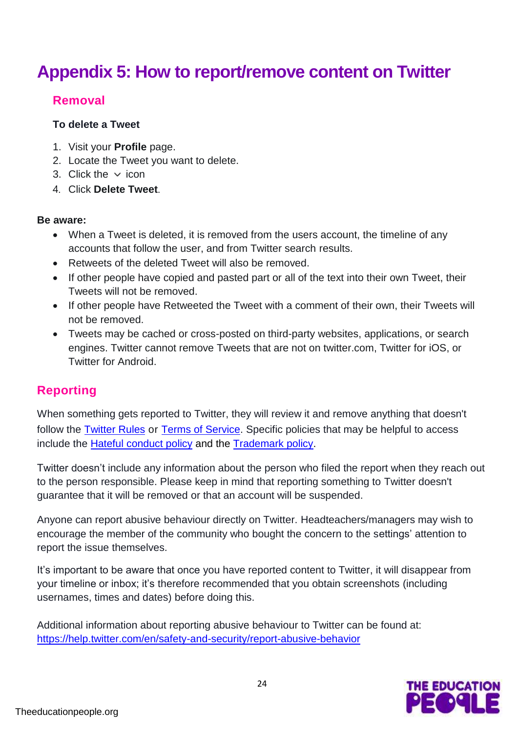# Appendix 5: How to report/remove content on Twitter

## Removal

**To delete a Tweet**

1. Visit your **Profile** page.
2. Locate the Tweet you want to delete.
3. Click the ⌄ icon
4. Click **Delete Tweet**.

**Be aware:**

- When a Tweet is deleted, it is removed from the users account, the timeline of any accounts that follow the user, and from Twitter search results.
- Retweets of the deleted Tweet will also be removed.
- If other people have copied and pasted part or all of the text into their own Tweet, their Tweets will not be removed.
- If other people have Retweeted the Tweet with a comment of their own, their Tweets will not be removed.
- Tweets may be cached or cross-posted on third-party websites, applications, or search engines. Twitter cannot remove Tweets that are not on twitter.com, Twitter for iOS, or Twitter for Android.

## Reporting

When something gets reported to Twitter, they will review it and remove anything that doesn't follow the Twitter Rules or Terms of Service. Specific policies that may be helpful to access include the Hateful conduct policy and the Trademark policy.

Twitter doesn't include any information about the person who filed the report when they reach out to the person responsible. Please keep in mind that reporting something to Twitter doesn't guarantee that it will be removed or that an account will be suspended.

Anyone can report abusive behaviour directly on Twitter. Headteachers/managers may wish to encourage the member of the community who bought the concern to the settings' attention to report the issue themselves.

It's important to be aware that once you have reported content to Twitter, it will disappear from your timeline or inbox; it's therefore recommended that you obtain screenshots (including usernames, times and dates) before doing this.

Additional information about reporting abusive behaviour to Twitter can be found at:
https://help.twitter.com/en/safety-and-security/report-abusive-behavior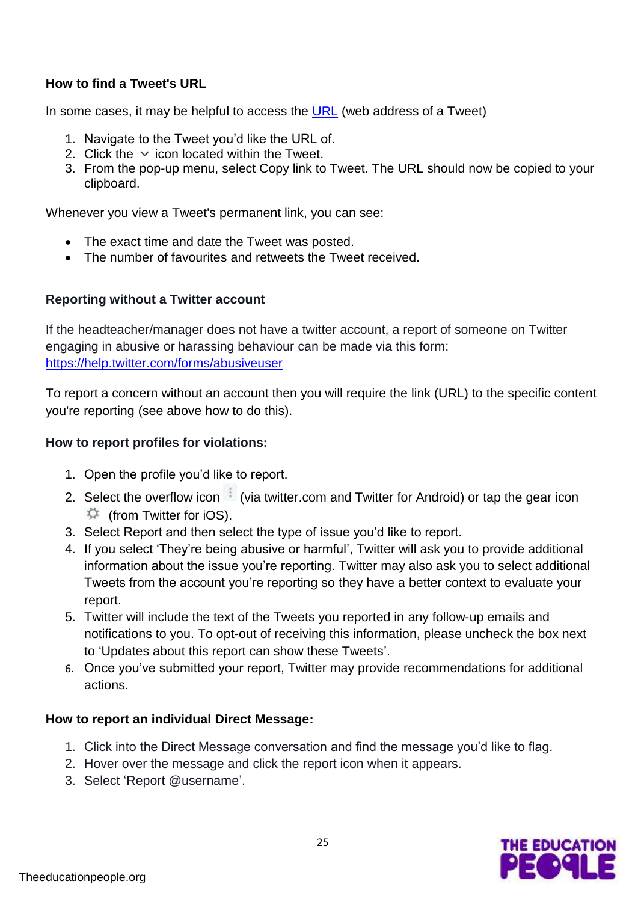**How to find a Tweet's URL**

In some cases, it may be helpful to access the [URL](#) (web address of a Tweet)

1. Navigate to the Tweet you'd like the URL of.
2. Click the ⌄ icon located within the Tweet.
3. From the pop-up menu, select Copy link to Tweet. The URL should now be copied to your clipboard.

Whenever you view a Tweet's permanent link, you can see:

- The exact time and date the Tweet was posted.
- The number of favourites and retweets the Tweet received.

**Reporting without a Twitter account**

If the headteacher/manager does not have a twitter account, a report of someone on Twitter engaging in abusive or harassing behaviour can be made via this form: https://help.twitter.com/forms/abusiveuser

To report a concern without an account then you will require the link (URL) to the specific content you're reporting (see above how to do this).

**How to report profiles for violations:**

1. Open the profile you'd like to report.
2. Select the overflow icon ⋮ (via twitter.com and Twitter for Android) or tap the gear icon ⚙ (from Twitter for iOS).
3. Select Report and then select the type of issue you'd like to report.
4. If you select 'They're being abusive or harmful', Twitter will ask you to provide additional information about the issue you're reporting. Twitter may also ask you to select additional Tweets from the account you're reporting so they have a better context to evaluate your report.
5. Twitter will include the text of the Tweets you reported in any follow-up emails and notifications to you. To opt-out of receiving this information, please uncheck the box next to 'Updates about this report can show these Tweets'.
6. Once you've submitted your report, Twitter may provide recommendations for additional actions.

**How to report an individual Direct Message:**

1. Click into the Direct Message conversation and find the message you'd like to flag.
2. Hover over the message and click the report icon when it appears.
3. Select 'Report @username'.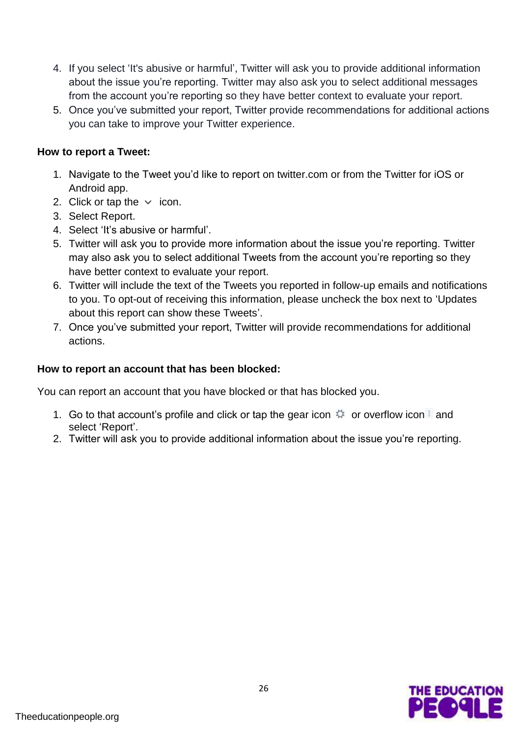4. If you select 'It's abusive or harmful', Twitter will ask you to provide additional information about the issue you're reporting. Twitter may also ask you to select additional messages from the account you're reporting so they have better context to evaluate your report.
5. Once you've submitted your report, Twitter provide recommendations for additional actions you can take to improve your Twitter experience.

**How to report a Tweet:**

1. Navigate to the Tweet you'd like to report on twitter.com or from the Twitter for iOS or Android app.
2. Click or tap the ⌄ icon.
3. Select Report.
4. Select 'It's abusive or harmful'.
5. Twitter will ask you to provide more information about the issue you're reporting. Twitter may also ask you to select additional Tweets from the account you're reporting so they have better context to evaluate your report.
6. Twitter will include the text of the Tweets you reported in follow-up emails and notifications to you. To opt-out of receiving this information, please uncheck the box next to 'Updates about this report can show these Tweets'.
7. Once you've submitted your report, Twitter will provide recommendations for additional actions.

**How to report an account that has been blocked:**

You can report an account that you have blocked or that has blocked you.

1. Go to that account's profile and click or tap the gear icon ⚙ or overflow icon ⋮ and select 'Report'.
2. Twitter will ask you to provide additional information about the issue you're reporting.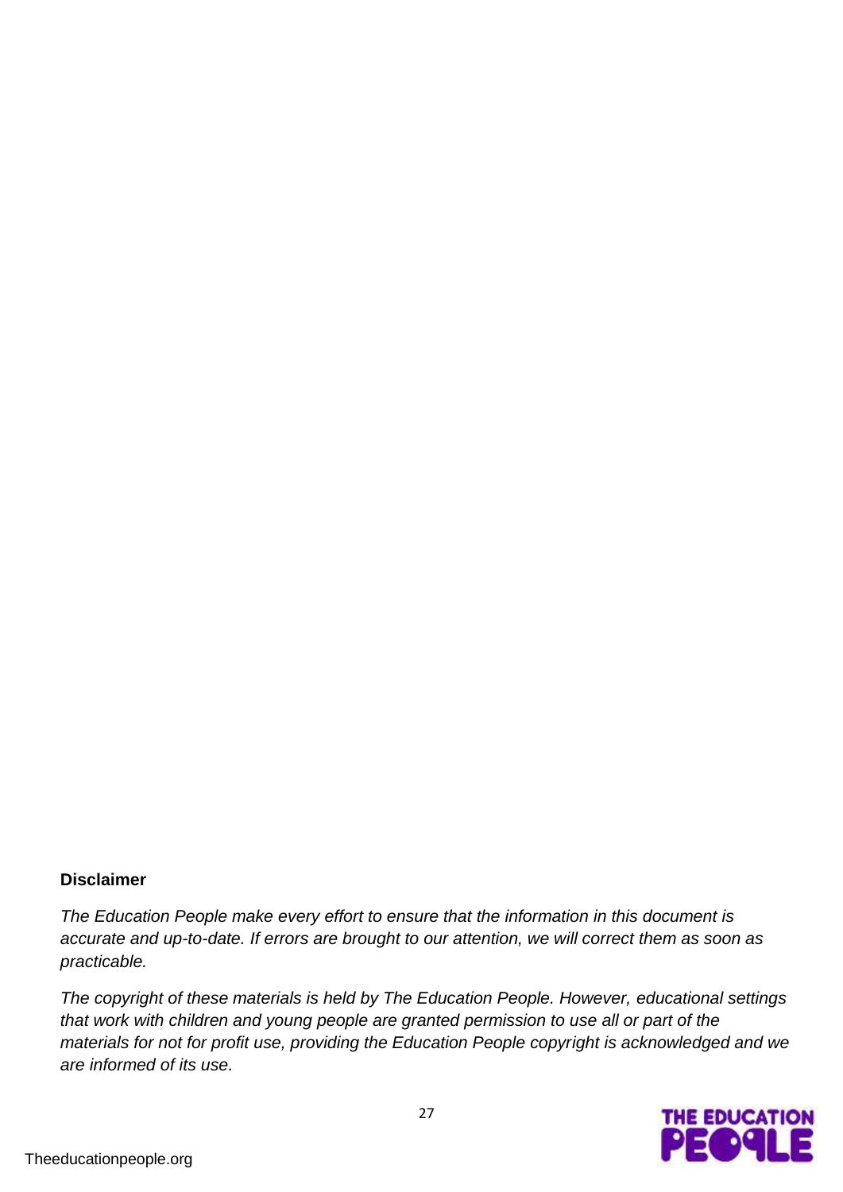**Disclaimer**

*The Education People make every effort to ensure that the information in this document is accurate and up-to-date. If errors are brought to our attention, we will correct them as soon as practicable.*

*The copyright of these materials is held by The Education People. However, educational settings that work with children and young people are granted permission to use all or part of the materials for not for profit use, providing the Education People copyright is acknowledged and we are informed of its use.*